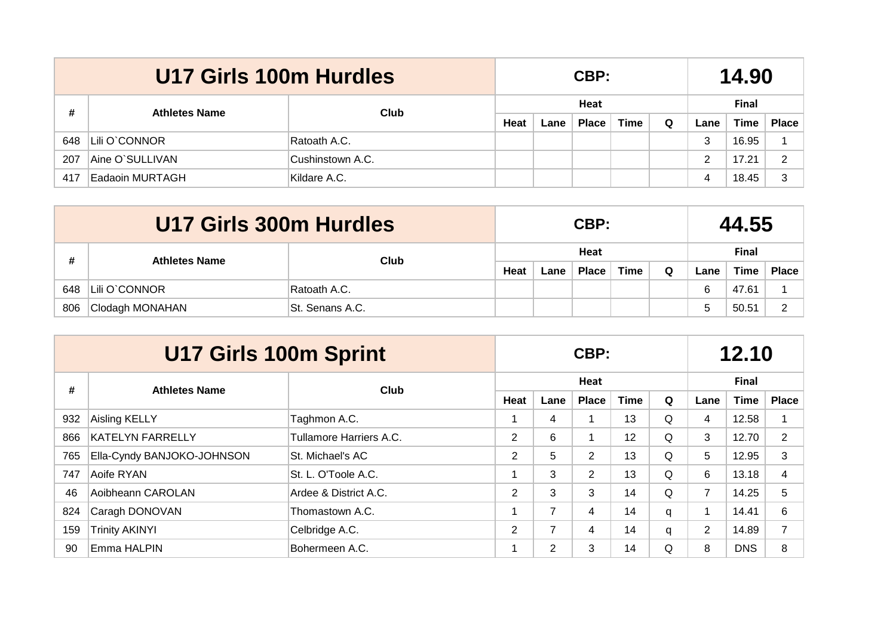| U17 Girls 100m Hurdles | | | CBP: | | | | | 14.90 | | |
|---|---|---|---|---|---|---|---|---|---|---|
| # | Athletes Name | Club | Heat | | | | | Final | | |
| | | | Heat | Lane | Place | Time | Q | Lane | Time | Place |
| 648 | Lili O`CONNOR | Ratoath A.C. | | | | | | 3 | 16.95 | 1 |
| 207 | Aine O`SULLIVAN | Cushinstown A.C. | | | | | | 2 | 17.21 | 2 |
| 417 | Eadaoin MURTAGH | Kildare A.C. | | | | | | 4 | 18.45 | 3 |

| U17 Girls 300m Hurdles | | | CBP: | | | | | 44.55 | | |
|---|---|---|---|---|---|---|---|---|---|---|
| # | Athletes Name | Club | Heat | | | | | Final | | |
| | | | Heat | Lane | Place | Time | Q | Lane | Time | Place |
| 648 | Lili O`CONNOR | Ratoath A.C. | | | | | | 6 | 47.61 | 1 |
| 806 | Clodagh MONAHAN | St. Senans A.C. | | | | | | 5 | 50.51 | 2 |

| U17 Girls 100m Sprint | | | CBP: | | | | | 12.10 | | |
|---|---|---|---|---|---|---|---|---|---|---|
| # | Athletes Name | Club | Heat | | | | | Final | | |
| | | | Heat | Lane | Place | Time | Q | Lane | Time | Place |
| 932 | Aisling KELLY | Taghmon A.C. | 1 | 4 | 1 | 13 | Q | 4 | 12.58 | 1 |
| 866 | KATELYN FARRELLY | Tullamore Harriers A.C. | 2 | 6 | 1 | 12 | Q | 3 | 12.70 | 2 |
| 765 | Ella-Cyndy BANJOKO-JOHNSON | St. Michael's AC | 2 | 5 | 2 | 13 | Q | 5 | 12.95 | 3 |
| 747 | Aoife RYAN | St. L. O'Toole A.C. | 1 | 3 | 2 | 13 | Q | 6 | 13.18 | 4 |
| 46 | Aoibheann CAROLAN | Ardee & District A.C. | 2 | 3 | 3 | 14 | Q | 7 | 14.25 | 5 |
| 824 | Caragh DONOVAN | Thomastown A.C. | 1 | 7 | 4 | 14 | q | 1 | 14.41 | 6 |
| 159 | Trinity AKINYI | Celbridge A.C. | 2 | 7 | 4 | 14 | q | 2 | 14.89 | 7 |
| 90 | Emma HALPIN | Bohermeen A.C. | 1 | 2 | 3 | 14 | Q | 8 | DNS | 8 |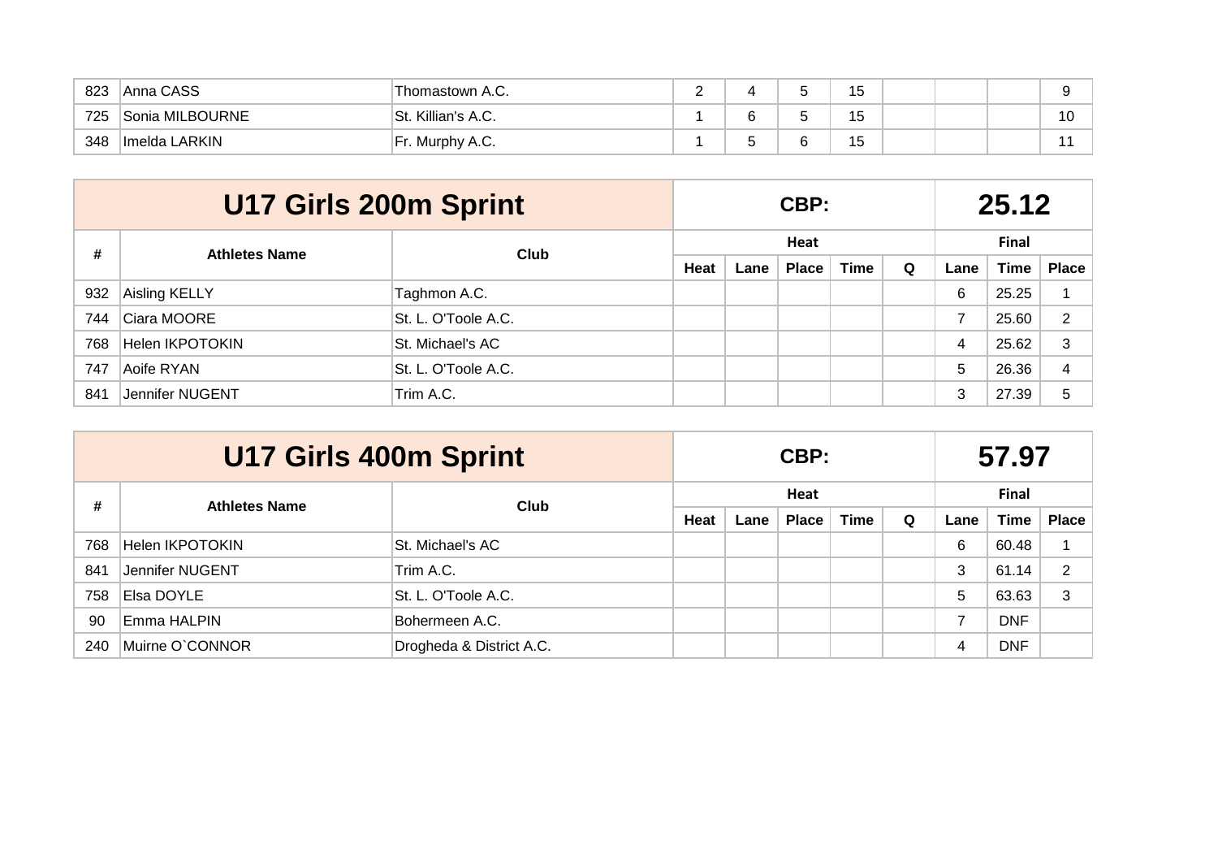| | | | | | | | | | | | |
|---|---|---|---|---|---|---|---|---|---|---|---|
| 823 | Anna CASS | Thomastown A.C. | 2 | 4 | 5 | 15 | | | | | 9 |
| 725 | Sonia MILBOURNE | St. Killian's A.C. | 1 | 6 | 5 | 15 | | | | | 10 |
| 348 | Imelda LARKIN | Fr. Murphy A.C. | 1 | 5 | 6 | 15 | | | | | 11 |

## U17 Girls 200m Sprint

**CBP: 25.12**

| # | Athletes Name | Club | Heat | | | | | Final | | |
|---|---|---|---|---|---|---|---|---|---|---|
| | | | Heat | Lane | Place | Time | Q | Lane | Time | Place |
| 932 | Aisling KELLY | Taghmon A.C. | | | | | | 6 | 25.25 | 1 |
| 744 | Ciara MOORE | St. L. O'Toole A.C. | | | | | | 7 | 25.60 | 2 |
| 768 | Helen IKPOTOKIN | St. Michael's AC | | | | | | 4 | 25.62 | 3 |
| 747 | Aoife RYAN | St. L. O'Toole A.C. | | | | | | 5 | 26.36 | 4 |
| 841 | Jennifer NUGENT | Trim A.C. | | | | | | 3 | 27.39 | 5 |

## U17 Girls 400m Sprint

**CBP: 57.97**

| # | Athletes Name | Club | Heat | | | | | Final | | |
|---|---|---|---|---|---|---|---|---|---|---|
| | | | Heat | Lane | Place | Time | Q | Lane | Time | Place |
| 768 | Helen IKPOTOKIN | St. Michael's AC | | | | | | 6 | 60.48 | 1 |
| 841 | Jennifer NUGENT | Trim A.C. | | | | | | 3 | 61.14 | 2 |
| 758 | Elsa DOYLE | St. L. O'Toole A.C. | | | | | | 5 | 63.63 | 3 |
| 90 | Emma HALPIN | Bohermeen A.C. | | | | | | 7 | DNF | |
| 240 | Muirne O`CONNOR | Drogheda & District A.C. | | | | | | 4 | DNF | |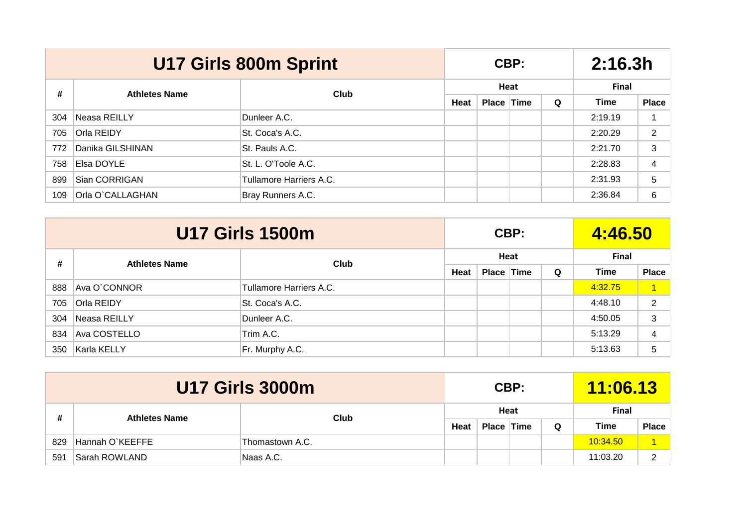| U17 Girls 800m Sprint | | | CBP: | | | | 2:16.3h | |
|---|---|---|---|---|---|---|---|---|
| # | Athletes Name | Club | Heat | | | | Final | |
| | | | Heat | Place | Time | Q | Time | Place |
| 304 | Neasa REILLY | Dunleer A.C. | | | | | 2:19.19 | 1 |
| 705 | Orla REIDY | St. Coca's A.C. | | | | | 2:20.29 | 2 |
| 772 | Danika GILSHINAN | St. Pauls A.C. | | | | | 2:21.70 | 3 |
| 758 | Elsa DOYLE | St. L. O'Toole A.C. | | | | | 2:28.83 | 4 |
| 899 | Sian CORRIGAN | Tullamore Harriers A.C. | | | | | 2:31.93 | 5 |
| 109 | Orla O`CALLAGHAN | Bray Runners A.C. | | | | | 2:36.84 | 6 |

| U17 Girls 1500m | | | CBP: | | | | 4:46.50 | |
|---|---|---|---|---|---|---|---|---|
| # | Athletes Name | Club | Heat | | | | Final | |
| | | | Heat | Place | Time | Q | Time | Place |
| 888 | Ava O`CONNOR | Tullamore Harriers A.C. | | | | | 4:32.75 | 1 |
| 705 | Orla REIDY | St. Coca's A.C. | | | | | 4:48.10 | 2 |
| 304 | Neasa REILLY | Dunleer A.C. | | | | | 4:50.05 | 3 |
| 834 | Ava COSTELLO | Trim A.C. | | | | | 5:13.29 | 4 |
| 350 | Karla KELLY | Fr. Murphy A.C. | | | | | 5:13.63 | 5 |

| U17 Girls 3000m | | | CBP: | | | | 11:06.13 | |
|---|---|---|---|---|---|---|---|---|
| # | Athletes Name | Club | Heat | | | | Final | |
| | | | Heat | Place | Time | Q | Time | Place |
| 829 | Hannah O`KEEFFE | Thomastown A.C. | | | | | 10:34.50 | 1 |
| 591 | Sarah ROWLAND | Naas A.C. | | | | | 11:03.20 | 2 |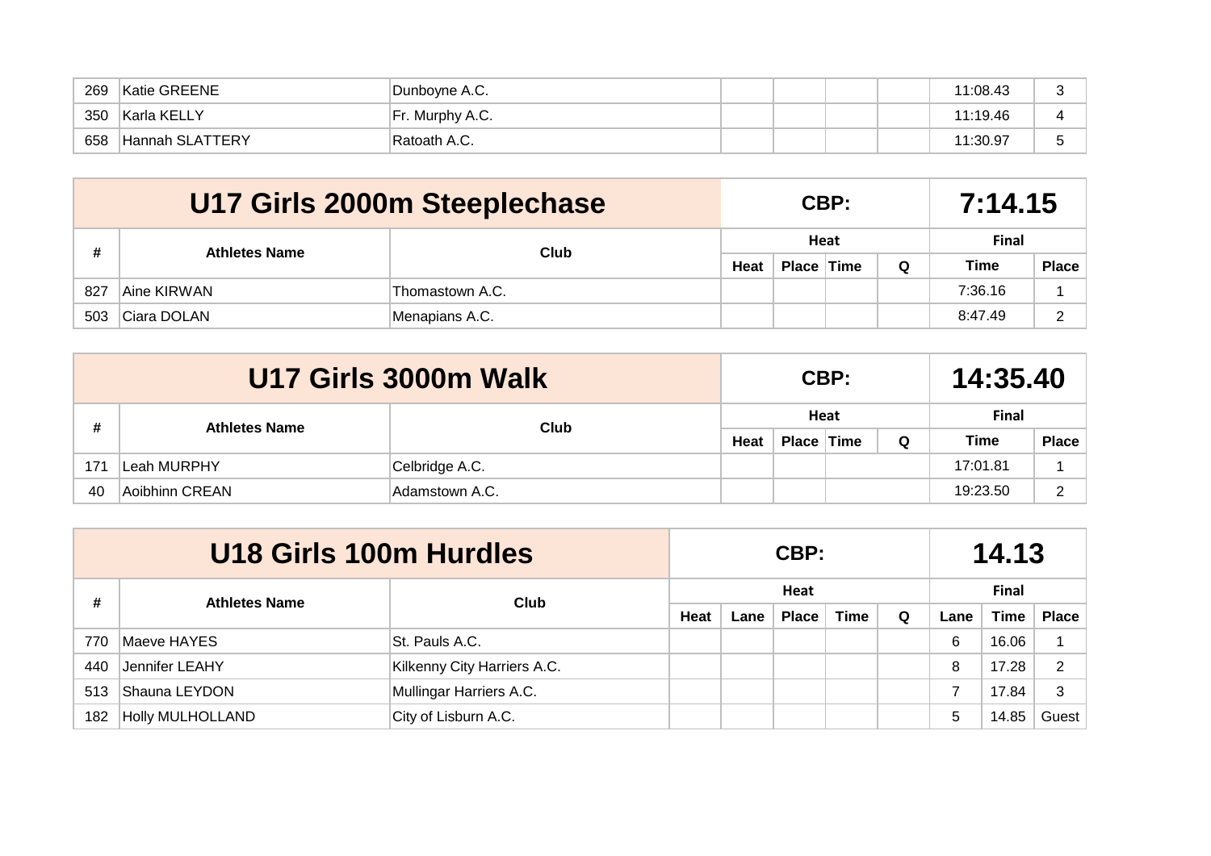| 269 | Katie GREENE | Dunboyne A.C. | | | | | 11:08.43 | 3 |
|---|---|---|---|---|---|---|---|---|
| 350 | Karla KELLY | Fr. Murphy A.C. | | | | | 11:19.46 | 4 |
| 658 | Hannah SLATTERY | Ratoath A.C. | | | | | 11:30.97 | 5 |

## U17 Girls 2000m Steeplechase

CBP: **7:14.15**

| # | Athletes Name | Club | Heat | | | | Final | |
|---|---|---|---|---|---|---|---|---|
| | | | Heat | Place | Time | Q | Time | Place |
| 827 | Aine KIRWAN | Thomastown A.C. | | | | | 7:36.16 | 1 |
| 503 | Ciara DOLAN | Menapians A.C. | | | | | 8:47.49 | 2 |

## U17 Girls 3000m Walk

CBP: **14:35.40**

| # | Athletes Name | Club | Heat | | | | Final | |
|---|---|---|---|---|---|---|---|---|
| | | | Heat | Place | Time | Q | Time | Place |
| 171 | Leah MURPHY | Celbridge A.C. | | | | | 17:01.81 | 1 |
| 40 | Aoibhinn CREAN | Adamstown A.C. | | | | | 19:23.50 | 2 |

## U18 Girls 100m Hurdles

CBP: **14.13**

| # | Athletes Name | Club | Heat | | | | | Final | | |
|---|---|---|---|---|---|---|---|---|---|---|
| | | | Heat | Lane | Place | Time | Q | Lane | Time | Place |
| 770 | Maeve HAYES | St. Pauls A.C. | | | | | | 6 | 16.06 | 1 |
| 440 | Jennifer LEAHY | Kilkenny City Harriers A.C. | | | | | | 8 | 17.28 | 2 |
| 513 | Shauna LEYDON | Mullingar Harriers A.C. | | | | | | 7 | 17.84 | 3 |
| 182 | Holly MULHOLLAND | City of Lisburn A.C. | | | | | | 5 | 14.85 | Guest |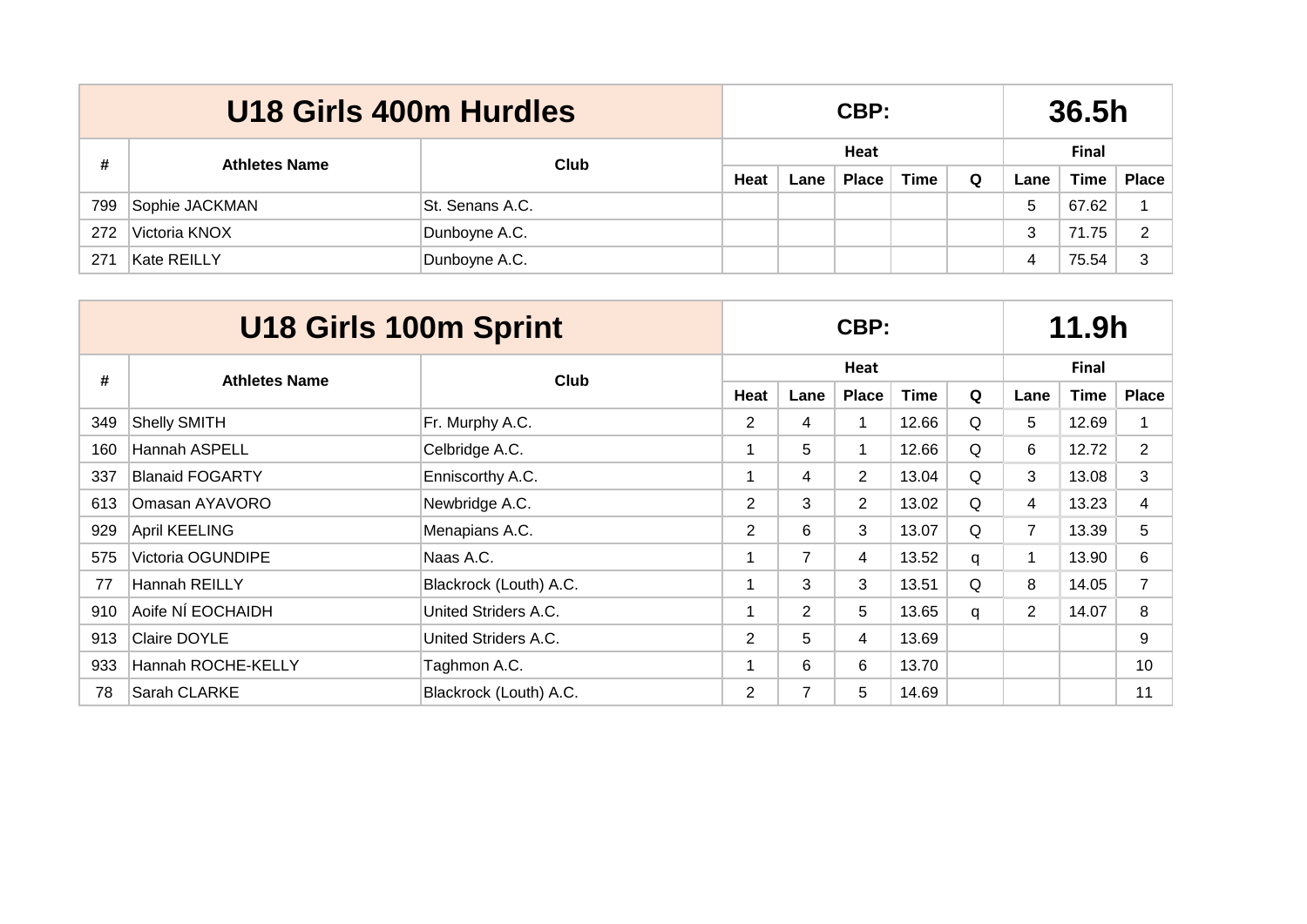| U18 Girls 400m Hurdles | | | CBP: | | | | | 36.5h | | |
|---|---|---|---|---|---|---|---|---|---|---|
| # | Athletes Name | Club | Heat | | | | | Final | | |
| | | | Heat | Lane | Place | Time | Q | Lane | Time | Place |
| 799 | Sophie JACKMAN | St. Senans A.C. | | | | | | 5 | 67.62 | 1 |
| 272 | Victoria KNOX | Dunboyne A.C. | | | | | | 3 | 71.75 | 2 |
| 271 | Kate REILLY | Dunboyne A.C. | | | | | | 4 | 75.54 | 3 |

| U18 Girls 100m Sprint | | | CBP: | | | | | 11.9h | | |
|---|---|---|---|---|---|---|---|---|---|---|
| # | Athletes Name | Club | Heat | | | | | Final | | |
| | | | Heat | Lane | Place | Time | Q | Lane | Time | Place |
| 349 | Shelly SMITH | Fr. Murphy A.C. | 2 | 4 | 1 | 12.66 | Q | 5 | 12.69 | 1 |
| 160 | Hannah ASPELL | Celbridge A.C. | 1 | 5 | 1 | 12.66 | Q | 6 | 12.72 | 2 |
| 337 | Blanaid FOGARTY | Enniscorthy A.C. | 1 | 4 | 2 | 13.04 | Q | 3 | 13.08 | 3 |
| 613 | Omasan AYAVORO | Newbridge A.C. | 2 | 3 | 2 | 13.02 | Q | 4 | 13.23 | 4 |
| 929 | April KEELING | Menapians A.C. | 2 | 6 | 3 | 13.07 | Q | 7 | 13.39 | 5 |
| 575 | Victoria OGUNDIPE | Naas A.C. | 1 | 7 | 4 | 13.52 | q | 1 | 13.90 | 6 |
| 77 | Hannah REILLY | Blackrock (Louth) A.C. | 1 | 3 | 3 | 13.51 | Q | 8 | 14.05 | 7 |
| 910 | Aoife NÍ EOCHAIDH | United Striders A.C. | 1 | 2 | 5 | 13.65 | q | 2 | 14.07 | 8 |
| 913 | Claire DOYLE | United Striders A.C. | 2 | 5 | 4 | 13.69 | | | | 9 |
| 933 | Hannah ROCHE-KELLY | Taghmon A.C. | 1 | 6 | 6 | 13.70 | | | | 10 |
| 78 | Sarah CLARKE | Blackrock (Louth) A.C. | 2 | 7 | 5 | 14.69 | | | | 11 |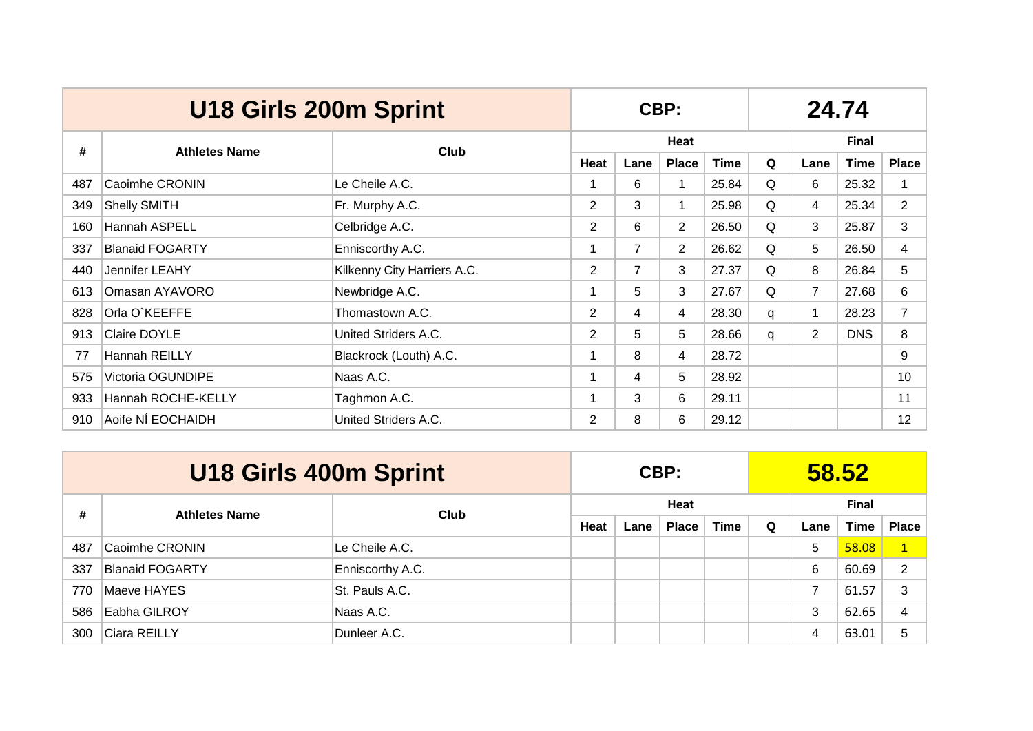| U18 Girls 200m Sprint | | | CBP: | | | | | 24.74 | | |
|---|---|---|---|---|---|---|---|---|---|---|
| # | Athletes Name | Club | Heat | | | | | Final | | |
| | | | Heat | Lane | Place | Time | Q | Lane | Time | Place |
| 487 | Caoimhe CRONIN | Le Cheile A.C. | 1 | 6 | 1 | 25.84 | Q | 6 | 25.32 | 1 |
| 349 | Shelly SMITH | Fr. Murphy A.C. | 2 | 3 | 1 | 25.98 | Q | 4 | 25.34 | 2 |
| 160 | Hannah ASPELL | Celbridge A.C. | 2 | 6 | 2 | 26.50 | Q | 3 | 25.87 | 3 |
| 337 | Blanaid FOGARTY | Enniscorthy A.C. | 1 | 7 | 2 | 26.62 | Q | 5 | 26.50 | 4 |
| 440 | Jennifer LEAHY | Kilkenny City Harriers A.C. | 2 | 7 | 3 | 27.37 | Q | 8 | 26.84 | 5 |
| 613 | Omasan AYAVORO | Newbridge A.C. | 1 | 5 | 3 | 27.67 | Q | 7 | 27.68 | 6 |
| 828 | Orla O`KEEFFE | Thomastown A.C. | 2 | 4 | 4 | 28.30 | q | 1 | 28.23 | 7 |
| 913 | Claire DOYLE | United Striders A.C. | 2 | 5 | 5 | 28.66 | q | 2 | DNS | 8 |
| 77 | Hannah REILLY | Blackrock (Louth) A.C. | 1 | 8 | 4 | 28.72 | | | | 9 |
| 575 | Victoria OGUNDIPE | Naas A.C. | 1 | 4 | 5 | 28.92 | | | | 10 |
| 933 | Hannah ROCHE-KELLY | Taghmon A.C. | 1 | 3 | 6 | 29.11 | | | | 11 |
| 910 | Aoife NÍ EOCHAIDH | United Striders A.C. | 2 | 8 | 6 | 29.12 | | | | 12 |

| U18 Girls 400m Sprint | | | CBP: | | | | | 58.52 | | |
|---|---|---|---|---|---|---|---|---|---|---|
| # | Athletes Name | Club | Heat | | | | | Final | | |
| | | | Heat | Lane | Place | Time | Q | Lane | Time | Place |
| 487 | Caoimhe CRONIN | Le Cheile A.C. | | | | | | 5 | 58.08 | 1 |
| 337 | Blanaid FOGARTY | Enniscorthy A.C. | | | | | | 6 | 60.69 | 2 |
| 770 | Maeve HAYES | St. Pauls A.C. | | | | | | 7 | 61.57 | 3 |
| 586 | Eabha GILROY | Naas A.C. | | | | | | 3 | 62.65 | 4 |
| 300 | Ciara REILLY | Dunleer A.C. | | | | | | 4 | 63.01 | 5 |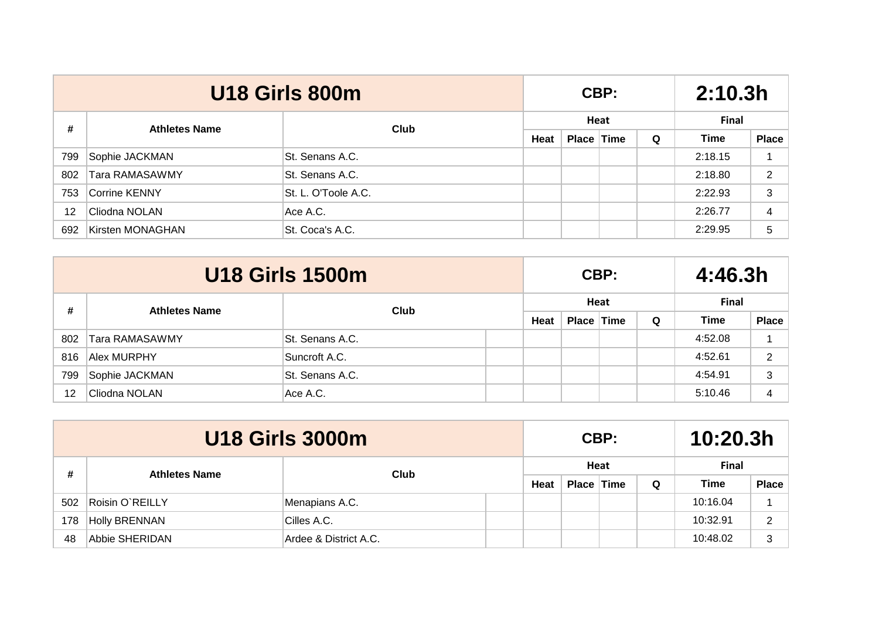| U18 Girls 800m | | | CBP: | | | | 2:10.3h | |
|---|---|---|---|---|---|---|---|---|
| # | Athletes Name | Club | Heat | | | | Final | |
| | | | Heat | Place | Time | Q | Time | Place |
| 799 | Sophie JACKMAN | St. Senans A.C. | | | | | 2:18.15 | 1 |
| 802 | Tara RAMASAWMY | St. Senans A.C. | | | | | 2:18.80 | 2 |
| 753 | Corrine KENNY | St. L. O'Toole A.C. | | | | | 2:22.93 | 3 |
| 12 | Cliodna NOLAN | Ace A.C. | | | | | 2:26.77 | 4 |
| 692 | Kirsten MONAGHAN | St. Coca's A.C. | | | | | 2:29.95 | 5 |

| U18 Girls 1500m | | | | CBP: | | | | 4:46.3h | |
|---|---|---|---|---|---|---|---|---|---|
| # | Athletes Name | Club | | Heat | | | | Final | |
| | | | | Heat | Place | Time | Q | Time | Place |
| 802 | Tara RAMASAWMY | St. Senans A.C. | | | | | | 4:52.08 | 1 |
| 816 | Alex MURPHY | Suncroft A.C. | | | | | | 4:52.61 | 2 |
| 799 | Sophie JACKMAN | St. Senans A.C. | | | | | | 4:54.91 | 3 |
| 12 | Cliodna NOLAN | Ace A.C. | | | | | | 5:10.46 | 4 |

| U18 Girls 3000m | | | | CBP: | | | | 10:20.3h | |
|---|---|---|---|---|---|---|---|---|---|
| # | Athletes Name | Club | | Heat | | | | Final | |
| | | | | Heat | Place | Time | Q | Time | Place |
| 502 | Roisin O`REILLY | Menapians A.C. | | | | | | 10:16.04 | 1 |
| 178 | Holly BRENNAN | Cilles A.C. | | | | | | 10:32.91 | 2 |
| 48 | Abbie SHERIDAN | Ardee & District A.C. | | | | | | 10:48.02 | 3 |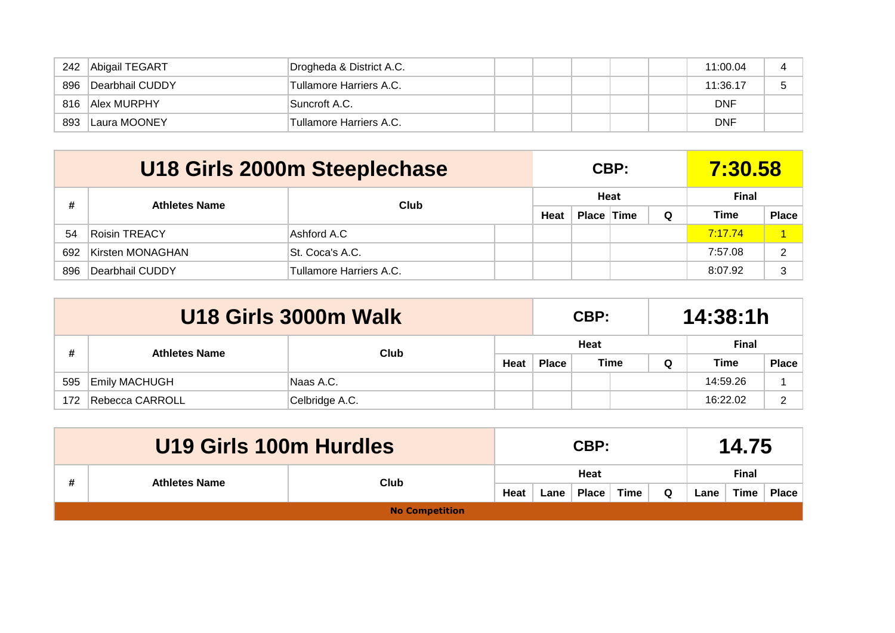| | | | | | | | | | |
|---|---|---|---|---|---|---|---|---|---|
| 242 | Abigail TEGART | Drogheda & District A.C. | | | | | | 11:00.04 | 4 |
| 896 | Dearbhail CUDDY | Tullamore Harriers A.C. | | | | | | 11:36.17 | 5 |
| 816 | Alex MURPHY | Suncroft A.C. | | | | | | DNF | |
| 893 | Laura MOONEY | Tullamore Harriers A.C. | | | | | | DNF | |

## U18 Girls 2000m Steeplechase

CBP: **7:30.58**

| # | Athletes Name | Club | | Heat | | | | Final | |
|---|---|---|---|---|---|---|---|---|---|
| | | | | Heat | Place | Time | Q | Time | Place |
| 54 | Roisin TREACY | Ashford A.C | | | | | | 7:17.74 | 1 |
| 692 | Kirsten MONAGHAN | St. Coca's A.C. | | | | | | 7:57.08 | 2 |
| 896 | Dearbhail CUDDY | Tullamore Harriers A.C. | | | | | | 8:07.92 | 3 |

## U18 Girls 3000m Walk

CBP: **14:38:1h**

| # | Athletes Name | Club | Heat | | | | Final | |
|---|---|---|---|---|---|---|---|---|
| | | | Heat | Place | Time | Q | Time | Place |
| 595 | Emily MACHUGH | Naas A.C. | | | | | 14:59.26 | 1 |
| 172 | Rebecca CARROLL | Celbridge A.C. | | | | | 16:22.02 | 2 |

## U19 Girls 100m Hurdles

CBP: **14.75**

| # | Athletes Name | Club | Heat | | | | | Final | | |
|---|---|---|---|---|---|---|---|---|---|---|
| | | | Heat | Lane | Place | Time | Q | Lane | Time | Place |

**No Competition**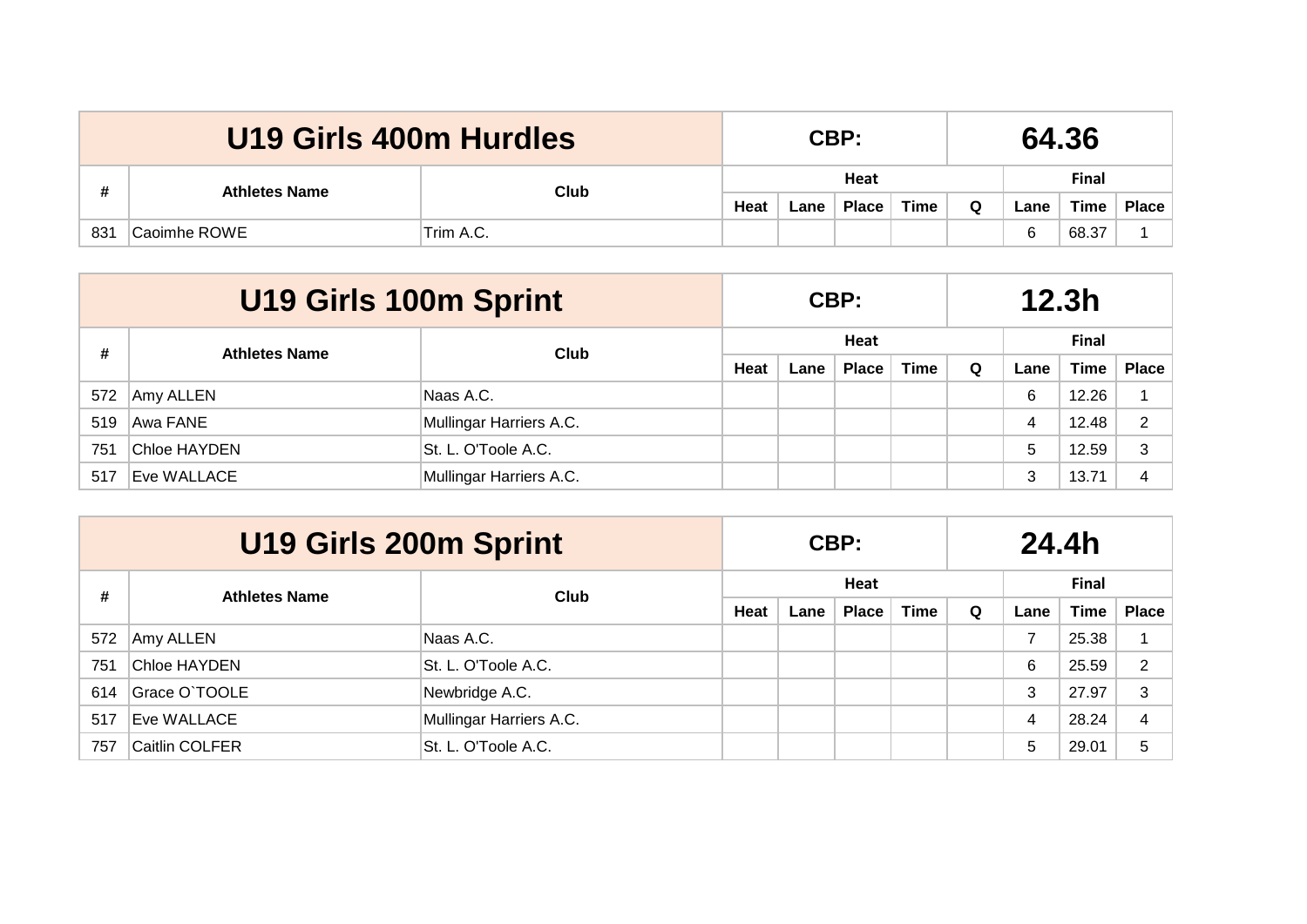| U19 Girls 400m Hurdles | | | CBP: | | | | | 64.36 | | |
|---|---|---|---|---|---|---|---|---|---|---|
| # | Athletes Name | Club | Heat | | | | | Final | | |
| | | | Heat | Lane | Place | Time | Q | Lane | Time | Place |
| 831 | Caoimhe ROWE | Trim A.C. | | | | | | 6 | 68.37 | 1 |

| U19 Girls 100m Sprint | | | CBP: | | | | | 12.3h | | |
|---|---|---|---|---|---|---|---|---|---|---|
| # | Athletes Name | Club | Heat | | | | | Final | | |
| | | | Heat | Lane | Place | Time | Q | Lane | Time | Place |
| 572 | Amy ALLEN | Naas A.C. | | | | | | 6 | 12.26 | 1 |
| 519 | Awa FANE | Mullingar Harriers A.C. | | | | | | 4 | 12.48 | 2 |
| 751 | Chloe HAYDEN | St. L. O'Toole A.C. | | | | | | 5 | 12.59 | 3 |
| 517 | Eve WALLACE | Mullingar Harriers A.C. | | | | | | 3 | 13.71 | 4 |

| U19 Girls 200m Sprint | | | CBP: | | | | | 24.4h | | |
|---|---|---|---|---|---|---|---|---|---|---|
| # | Athletes Name | Club | Heat | | | | | Final | | |
| | | | Heat | Lane | Place | Time | Q | Lane | Time | Place |
| 572 | Amy ALLEN | Naas A.C. | | | | | | 7 | 25.38 | 1 |
| 751 | Chloe HAYDEN | St. L. O'Toole A.C. | | | | | | 6 | 25.59 | 2 |
| 614 | Grace O`TOOLE | Newbridge A.C. | | | | | | 3 | 27.97 | 3 |
| 517 | Eve WALLACE | Mullingar Harriers A.C. | | | | | | 4 | 28.24 | 4 |
| 757 | Caitlin COLFER | St. L. O'Toole A.C. | | | | | | 5 | 29.01 | 5 |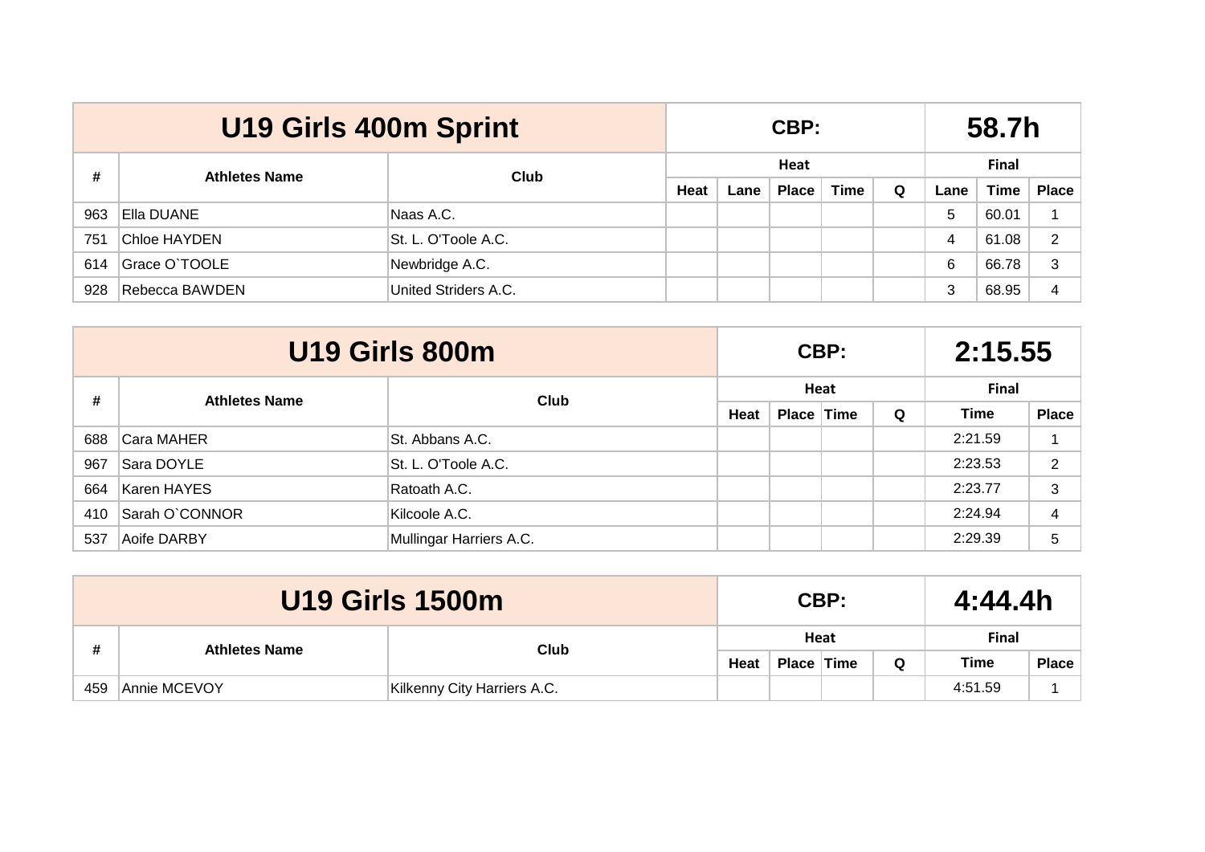| U19 Girls 400m Sprint | | | CBP: | | | | | 58.7h | | |
|---|---|---|---|---|---|---|---|---|---|---|
| # | Athletes Name | Club | Heat | | | | | Final | | |
| | | | Heat | Lane | Place | Time | Q | Lane | Time | Place |
| 963 | Ella DUANE | Naas A.C. | | | | | | 5 | 60.01 | 1 |
| 751 | Chloe HAYDEN | St. L. O'Toole A.C. | | | | | | 4 | 61.08 | 2 |
| 614 | Grace O`TOOLE | Newbridge A.C. | | | | | | 6 | 66.78 | 3 |
| 928 | Rebecca BAWDEN | United Striders A.C. | | | | | | 3 | 68.95 | 4 |

| U19 Girls 800m | | | CBP: | | | | 2:15.55 | |
|---|---|---|---|---|---|---|---|---|
| # | Athletes Name | Club | Heat | | | | Final | |
| | | | Heat | Place | Time | Q | Time | Place |
| 688 | Cara MAHER | St. Abbans A.C. | | | | | 2:21.59 | 1 |
| 967 | Sara DOYLE | St. L. O'Toole A.C. | | | | | 2:23.53 | 2 |
| 664 | Karen HAYES | Ratoath A.C. | | | | | 2:23.77 | 3 |
| 410 | Sarah O`CONNOR | Kilcoole A.C. | | | | | 2:24.94 | 4 |
| 537 | Aoife DARBY | Mullingar Harriers A.C. | | | | | 2:29.39 | 5 |

| U19 Girls 1500m | | | CBP: | | | | 4:44.4h | |
|---|---|---|---|---|---|---|---|---|
| # | Athletes Name | Club | Heat | | | | Final | |
| | | | Heat | Place | Time | Q | Time | Place |
| 459 | Annie MCEVOY | Kilkenny City Harriers A.C. | | | | | 4:51.59 | 1 |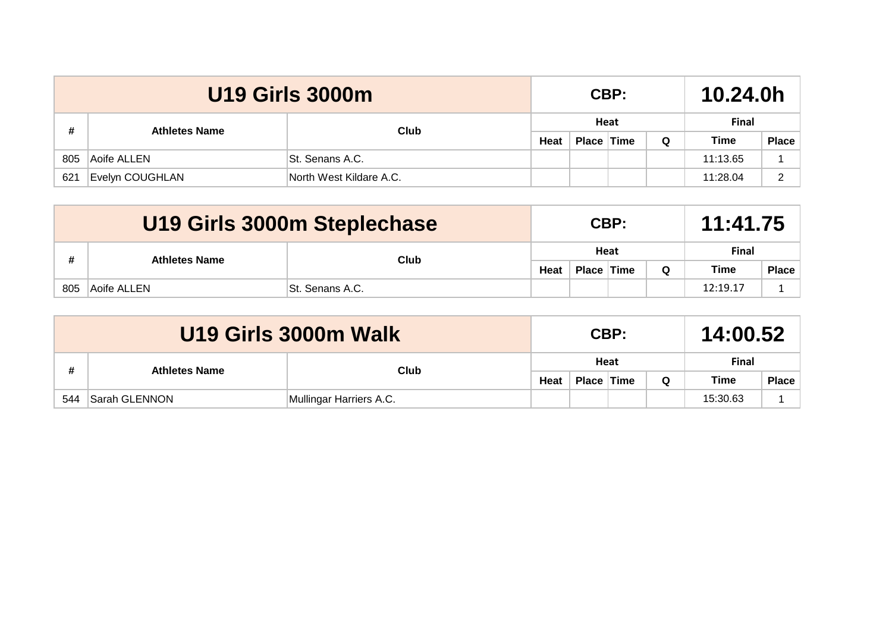| U19 Girls 3000m | | | CBP: | | | | 10.24.0h | |
|---|---|---|---|---|---|---|---|---|
| # | Athletes Name | Club | Heat | | | | Final | |
| | | | Heat | Place | Time | Q | Time | Place |
| 805 | Aoife ALLEN | St. Senans A.C. | | | | | 11:13.65 | 1 |
| 621 | Evelyn COUGHLAN | North West Kildare A.C. | | | | | 11:28.04 | 2 |

| U19 Girls 3000m Steplechase | | | CBP: | | | | 11:41.75 | |
|---|---|---|---|---|---|---|---|---|
| # | Athletes Name | Club | Heat | | | | Final | |
| | | | Heat | Place | Time | Q | Time | Place |
| 805 | Aoife ALLEN | St. Senans A.C. | | | | | 12:19.17 | 1 |

| U19 Girls 3000m Walk | | | CBP: | | | | 14:00.52 | |
|---|---|---|---|---|---|---|---|---|
| # | Athletes Name | Club | Heat | | | | Final | |
| | | | Heat | Place | Time | Q | Time | Place |
| 544 | Sarah GLENNON | Mullingar Harriers A.C. | | | | | 15:30.63 | 1 |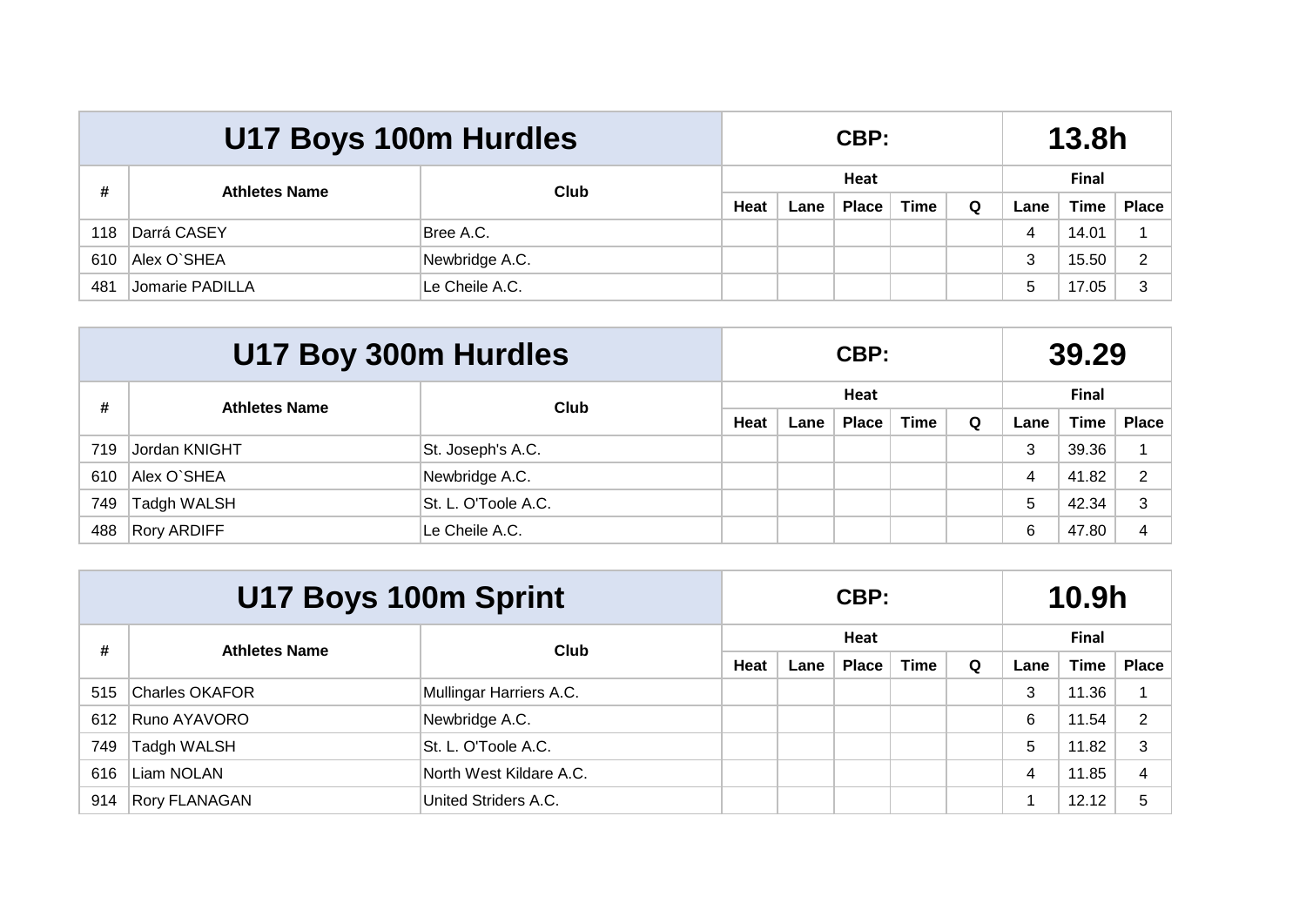| U17 Boys 100m Hurdles | | | CBP: | | | | | 13.8h | | |
|---|---|---|---|---|---|---|---|---|---|---|
| # | Athletes Name | Club | Heat | | | | | Final | | |
| | | | Heat | Lane | Place | Time | Q | Lane | Time | Place |
| 118 | Darrá CASEY | Bree A.C. | | | | | | 4 | 14.01 | 1 |
| 610 | Alex O`SHEA | Newbridge A.C. | | | | | | 3 | 15.50 | 2 |
| 481 | Jomarie PADILLA | Le Cheile A.C. | | | | | | 5 | 17.05 | 3 |

| U17 Boy 300m Hurdles | | | CBP: | | | | | 39.29 | | |
|---|---|---|---|---|---|---|---|---|---|---|
| # | Athletes Name | Club | Heat | | | | | Final | | |
| | | | Heat | Lane | Place | Time | Q | Lane | Time | Place |
| 719 | Jordan KNIGHT | St. Joseph's A.C. | | | | | | 3 | 39.36 | 1 |
| 610 | Alex O`SHEA | Newbridge A.C. | | | | | | 4 | 41.82 | 2 |
| 749 | Tadgh WALSH | St. L. O'Toole A.C. | | | | | | 5 | 42.34 | 3 |
| 488 | Rory ARDIFF | Le Cheile A.C. | | | | | | 6 | 47.80 | 4 |

| U17 Boys 100m Sprint | | | CBP: | | | | | 10.9h | | |
|---|---|---|---|---|---|---|---|---|---|---|
| # | Athletes Name | Club | Heat | | | | | Final | | |
| | | | Heat | Lane | Place | Time | Q | Lane | Time | Place |
| 515 | Charles OKAFOR | Mullingar Harriers A.C. | | | | | | 3 | 11.36 | 1 |
| 612 | Runo AYAVORO | Newbridge A.C. | | | | | | 6 | 11.54 | 2 |
| 749 | Tadgh WALSH | St. L. O'Toole A.C. | | | | | | 5 | 11.82 | 3 |
| 616 | Liam NOLAN | North West Kildare A.C. | | | | | | 4 | 11.85 | 4 |
| 914 | Rory FLANAGAN | United Striders A.C. | | | | | | 1 | 12.12 | 5 |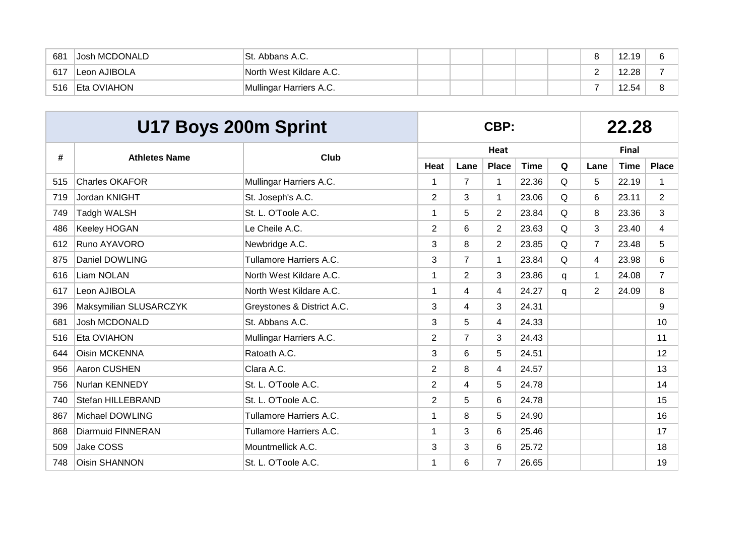| | | | | | | | | | | |
|---|---|---|---|---|---|---|---|---|---|---|
| 681 | Josh MCDONALD | St. Abbans A.C. | | | | | | 8 | 12.19 | 6 |
| 617 | Leon AJIBOLA | North West Kildare A.C. | | | | | | 2 | 12.28 | 7 |
| 516 | Eta OVIAHON | Mullingar Harriers A.C. | | | | | | 7 | 12.54 | 8 |

| U17 Boys 200m Sprint | | | CBP: | | | | | 22.28 | | |
|---|---|---|---|---|---|---|---|---|---|---|
| # | Athletes Name | Club | Heat | | | | | Final | | |
| | | | Heat | Lane | Place | Time | Q | Lane | Time | Place |
| 515 | Charles OKAFOR | Mullingar Harriers A.C. | 1 | 7 | 1 | 22.36 | Q | 5 | 22.19 | 1 |
| 719 | Jordan KNIGHT | St. Joseph's A.C. | 2 | 3 | 1 | 23.06 | Q | 6 | 23.11 | 2 |
| 749 | Tadgh WALSH | St. L. O'Toole A.C. | 1 | 5 | 2 | 23.84 | Q | 8 | 23.36 | 3 |
| 486 | Keeley HOGAN | Le Cheile A.C. | 2 | 6 | 2 | 23.63 | Q | 3 | 23.40 | 4 |
| 612 | Runo AYAVORO | Newbridge A.C. | 3 | 8 | 2 | 23.85 | Q | 7 | 23.48 | 5 |
| 875 | Daniel DOWLING | Tullamore Harriers A.C. | 3 | 7 | 1 | 23.84 | Q | 4 | 23.98 | 6 |
| 616 | Liam NOLAN | North West Kildare A.C. | 1 | 2 | 3 | 23.86 | q | 1 | 24.08 | 7 |
| 617 | Leon AJIBOLA | North West Kildare A.C. | 1 | 4 | 4 | 24.27 | q | 2 | 24.09 | 8 |
| 396 | Maksymilian SLUSARCZYK | Greystones & District A.C. | 3 | 4 | 3 | 24.31 | | | | 9 |
| 681 | Josh MCDONALD | St. Abbans A.C. | 3 | 5 | 4 | 24.33 | | | | 10 |
| 516 | Eta OVIAHON | Mullingar Harriers A.C. | 2 | 7 | 3 | 24.43 | | | | 11 |
| 644 | Oisin MCKENNA | Ratoath A.C. | 3 | 6 | 5 | 24.51 | | | | 12 |
| 956 | Aaron CUSHEN | Clara A.C. | 2 | 8 | 4 | 24.57 | | | | 13 |
| 756 | Nurlan KENNEDY | St. L. O'Toole A.C. | 2 | 4 | 5 | 24.78 | | | | 14 |
| 740 | Stefan HILLEBRAND | St. L. O'Toole A.C. | 2 | 5 | 6 | 24.78 | | | | 15 |
| 867 | Michael DOWLING | Tullamore Harriers A.C. | 1 | 8 | 5 | 24.90 | | | | 16 |
| 868 | Diarmuid FINNERAN | Tullamore Harriers A.C. | 1 | 3 | 6 | 25.46 | | | | 17 |
| 509 | Jake COSS | Mountmellick A.C. | 3 | 3 | 6 | 25.72 | | | | 18 |
| 748 | Oisin SHANNON | St. L. O'Toole A.C. | 1 | 6 | 7 | 26.65 | | | | 19 |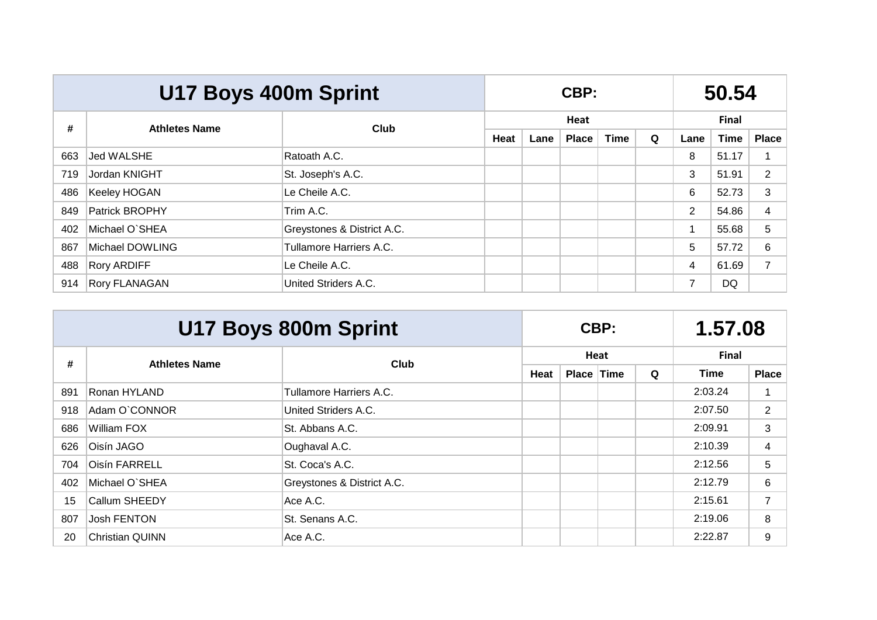| U17 Boys 400m Sprint | | | CBP: | | | | | 50.54 | | |
|---|---|---|---|---|---|---|---|---|---|---|
| # | Athletes Name | Club | Heat | | | | | Final | | |
| | | | Heat | Lane | Place | Time | Q | Lane | Time | Place |
| 663 | Jed WALSHE | Ratoath A.C. | | | | | | 8 | 51.17 | 1 |
| 719 | Jordan KNIGHT | St. Joseph's A.C. | | | | | | 3 | 51.91 | 2 |
| 486 | Keeley HOGAN | Le Cheile A.C. | | | | | | 6 | 52.73 | 3 |
| 849 | Patrick BROPHY | Trim A.C. | | | | | | 2 | 54.86 | 4 |
| 402 | Michael O`SHEA | Greystones & District A.C. | | | | | | 1 | 55.68 | 5 |
| 867 | Michael DOWLING | Tullamore Harriers A.C. | | | | | | 5 | 57.72 | 6 |
| 488 | Rory ARDIFF | Le Cheile A.C. | | | | | | 4 | 61.69 | 7 |
| 914 | Rory FLANAGAN | United Striders A.C. | | | | | | 7 | DQ | |

| U17 Boys 800m Sprint | | | CBP: | | | | 1.57.08 | |
|---|---|---|---|---|---|---|---|---|
| # | Athletes Name | Club | Heat | | | | Final | |
| | | | Heat | Place | Time | Q | Time | Place |
| 891 | Ronan HYLAND | Tullamore Harriers A.C. | | | | | 2:03.24 | 1 |
| 918 | Adam O`CONNOR | United Striders A.C. | | | | | 2:07.50 | 2 |
| 686 | William FOX | St. Abbans A.C. | | | | | 2:09.91 | 3 |
| 626 | Oisín JAGO | Oughaval A.C. | | | | | 2:10.39 | 4 |
| 704 | Oisín FARRELL | St. Coca's A.C. | | | | | 2:12.56 | 5 |
| 402 | Michael O`SHEA | Greystones & District A.C. | | | | | 2:12.79 | 6 |
| 15 | Callum SHEEDY | Ace A.C. | | | | | 2:15.61 | 7 |
| 807 | Josh FENTON | St. Senans A.C. | | | | | 2:19.06 | 8 |
| 20 | Christian QUINN | Ace A.C. | | | | | 2:22.87 | 9 |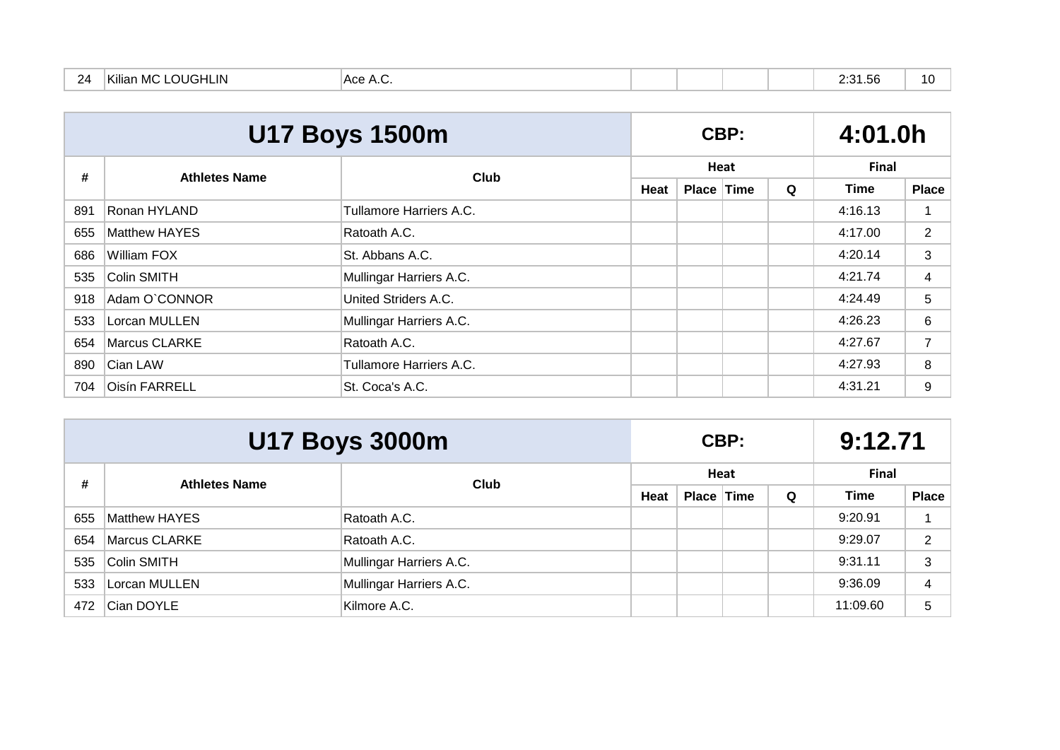| | | | | | | | | |
|---|---|---|---|---|---|---|---|---|
| 24 | Kilian MC LOUGHLIN | Ace A.C. | | | | | 2:31.56 | 10 |

## U17 Boys 1500m

**CBP: 4:01.0h**

| # | Athletes Name | Club | Heat | | | | Final | |
|---|---|---|---|---|---|---|---|---|
| | | | Heat | Place | Time | Q | Time | Place |
| 891 | Ronan HYLAND | Tullamore Harriers A.C. | | | | | 4:16.13 | 1 |
| 655 | Matthew HAYES | Ratoath A.C. | | | | | 4:17.00 | 2 |
| 686 | William FOX | St. Abbans A.C. | | | | | 4:20.14 | 3 |
| 535 | Colin SMITH | Mullingar Harriers A.C. | | | | | 4:21.74 | 4 |
| 918 | Adam O`CONNOR | United Striders A.C. | | | | | 4:24.49 | 5 |
| 533 | Lorcan MULLEN | Mullingar Harriers A.C. | | | | | 4:26.23 | 6 |
| 654 | Marcus CLARKE | Ratoath A.C. | | | | | 4:27.67 | 7 |
| 890 | Cian LAW | Tullamore Harriers A.C. | | | | | 4:27.93 | 8 |
| 704 | Oisín FARRELL | St. Coca's A.C. | | | | | 4:31.21 | 9 |

## U17 Boys 3000m

**CBP: 9:12.71**

| # | Athletes Name | Club | Heat | | | | Final | |
|---|---|---|---|---|---|---|---|---|
| | | | Heat | Place | Time | Q | Time | Place |
| 655 | Matthew HAYES | Ratoath A.C. | | | | | 9:20.91 | 1 |
| 654 | Marcus CLARKE | Ratoath A.C. | | | | | 9:29.07 | 2 |
| 535 | Colin SMITH | Mullingar Harriers A.C. | | | | | 9:31.11 | 3 |
| 533 | Lorcan MULLEN | Mullingar Harriers A.C. | | | | | 9:36.09 | 4 |
| 472 | Cian DOYLE | Kilmore A.C. | | | | | 11:09.60 | 5 |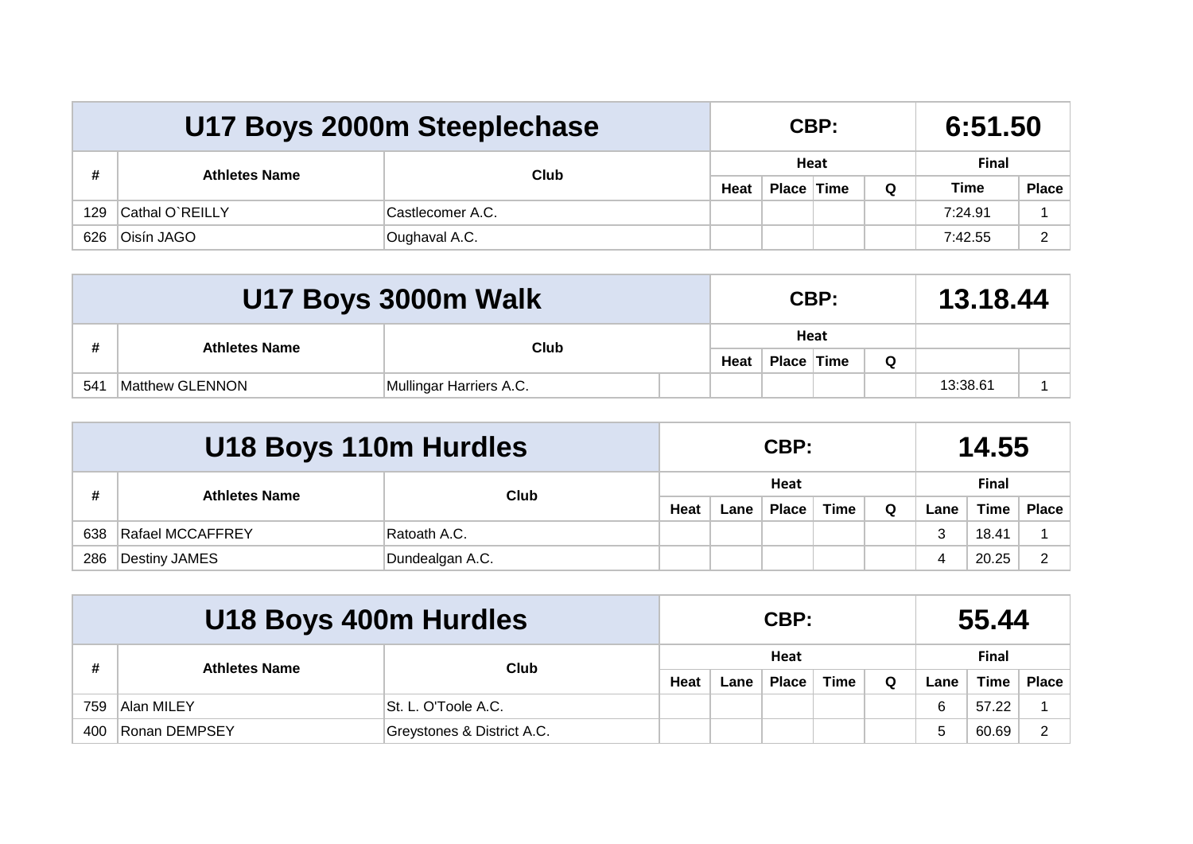| U17 Boys 2000m Steeplechase | | | CBP: | | | | 6:51.50 | |
|---|---|---|---|---|---|---|---|---|
| # | Athletes Name | Club | Heat | | | | Final | |
| | | | Heat | Place | Time | Q | Time | Place |
| 129 | Cathal O`REILLY | Castlecomer A.C. | | | | | 7:24.91 | 1 |
| 626 | Oisín JAGO | Oughaval A.C. | | | | | 7:42.55 | 2 |

| U17 Boys 3000m Walk | | | | CBP: | | | | 13.18.44 | |
|---|---|---|---|---|---|---|---|---|---|
| # | Athletes Name | Club | | Heat | | | | | |
| | | | | Heat | Place | Time | Q | | |
| 541 | Matthew GLENNON | Mullingar Harriers A.C. | | | | | | 13:38.61 | 1 |

| U18 Boys 110m Hurdles | | | CBP: | | | | | 14.55 | | |
|---|---|---|---|---|---|---|---|---|---|---|
| # | Athletes Name | Club | Heat | | | | | Final | | |
| | | | Heat | Lane | Place | Time | Q | Lane | Time | Place |
| 638 | Rafael MCCAFFREY | Ratoath A.C. | | | | | | 3 | 18.41 | 1 |
| 286 | Destiny JAMES | Dundealgan A.C. | | | | | | 4 | 20.25 | 2 |

| U18 Boys 400m Hurdles | | | CBP: | | | | | 55.44 | | |
|---|---|---|---|---|---|---|---|---|---|---|
| # | Athletes Name | Club | Heat | | | | | Final | | |
| | | | Heat | Lane | Place | Time | Q | Lane | Time | Place |
| 759 | Alan MILEY | St. L. O'Toole A.C. | | | | | | 6 | 57.22 | 1 |
| 400 | Ronan DEMPSEY | Greystones & District A.C. | | | | | | 5 | 60.69 | 2 |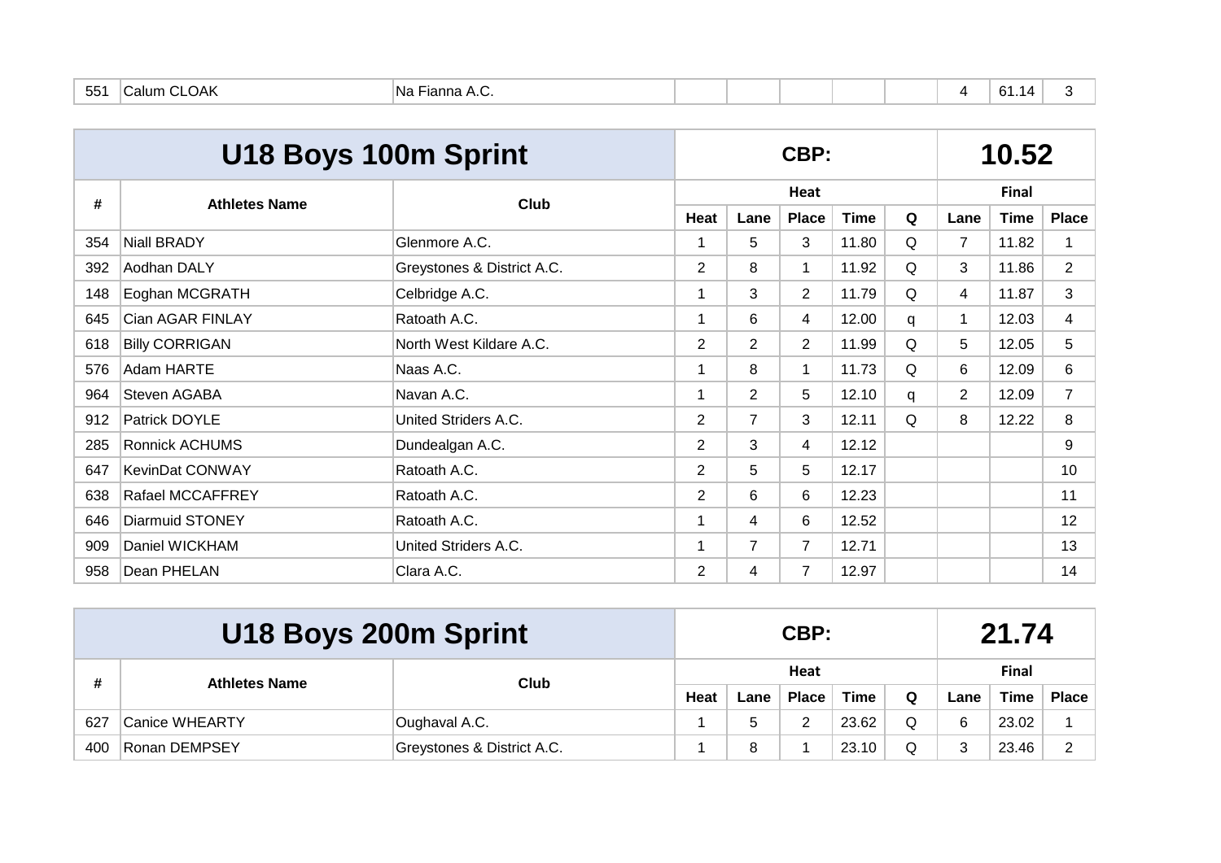| 551 | Calum CLOAK | Na Fianna A.C. | | | | | | 4 | 61.14 | 3 |
|---|---|---|---|---|---|---|---|---|---|---|

## U18 Boys 100m Sprint

| # | Athletes Name | Club | Heat | | | | | Final | | |
|---|---|---|---|---|---|---|---|---|---|---|
| CBP: | | | | | | | | 10.52 | | |
| | | | Heat | Lane | Place | Time | Q | Lane | Time | Place |
| 354 | Niall BRADY | Glenmore A.C. | 1 | 5 | 3 | 11.80 | Q | 7 | 11.82 | 1 |
| 392 | Aodhan DALY | Greystones & District A.C. | 2 | 8 | 1 | 11.92 | Q | 3 | 11.86 | 2 |
| 148 | Eoghan MCGRATH | Celbridge A.C. | 1 | 3 | 2 | 11.79 | Q | 4 | 11.87 | 3 |
| 645 | Cian AGAR FINLAY | Ratoath A.C. | 1 | 6 | 4 | 12.00 | q | 1 | 12.03 | 4 |
| 618 | Billy CORRIGAN | North West Kildare A.C. | 2 | 2 | 2 | 11.99 | Q | 5 | 12.05 | 5 |
| 576 | Adam HARTE | Naas A.C. | 1 | 8 | 1 | 11.73 | Q | 6 | 12.09 | 6 |
| 964 | Steven AGABA | Navan A.C. | 1 | 2 | 5 | 12.10 | q | 2 | 12.09 | 7 |
| 912 | Patrick DOYLE | United Striders A.C. | 2 | 7 | 3 | 12.11 | Q | 8 | 12.22 | 8 |
| 285 | Ronnick ACHUMS | Dundealgan A.C. | 2 | 3 | 4 | 12.12 | | | | 9 |
| 647 | KevinDat CONWAY | Ratoath A.C. | 2 | 5 | 5 | 12.17 | | | | 10 |
| 638 | Rafael MCCAFFREY | Ratoath A.C. | 2 | 6 | 6 | 12.23 | | | | 11 |
| 646 | Diarmuid STONEY | Ratoath A.C. | 1 | 4 | 6 | 12.52 | | | | 12 |
| 909 | Daniel WICKHAM | United Striders A.C. | 1 | 7 | 7 | 12.71 | | | | 13 |
| 958 | Dean PHELAN | Clara A.C. | 2 | 4 | 7 | 12.97 | | | | 14 |

## U18 Boys 200m Sprint

| # | Athletes Name | Club | Heat | | | | | Final | | |
|---|---|---|---|---|---|---|---|---|---|---|
| CBP: | | | | | | | | 21.74 | | |
| | | | Heat | Lane | Place | Time | Q | Lane | Time | Place |
| 627 | Canice WHEARTY | Oughaval A.C. | 1 | 5 | 2 | 23.62 | Q | 6 | 23.02 | 1 |
| 400 | Ronan DEMPSEY | Greystones & District A.C. | 1 | 8 | 1 | 23.10 | Q | 3 | 23.46 | 2 |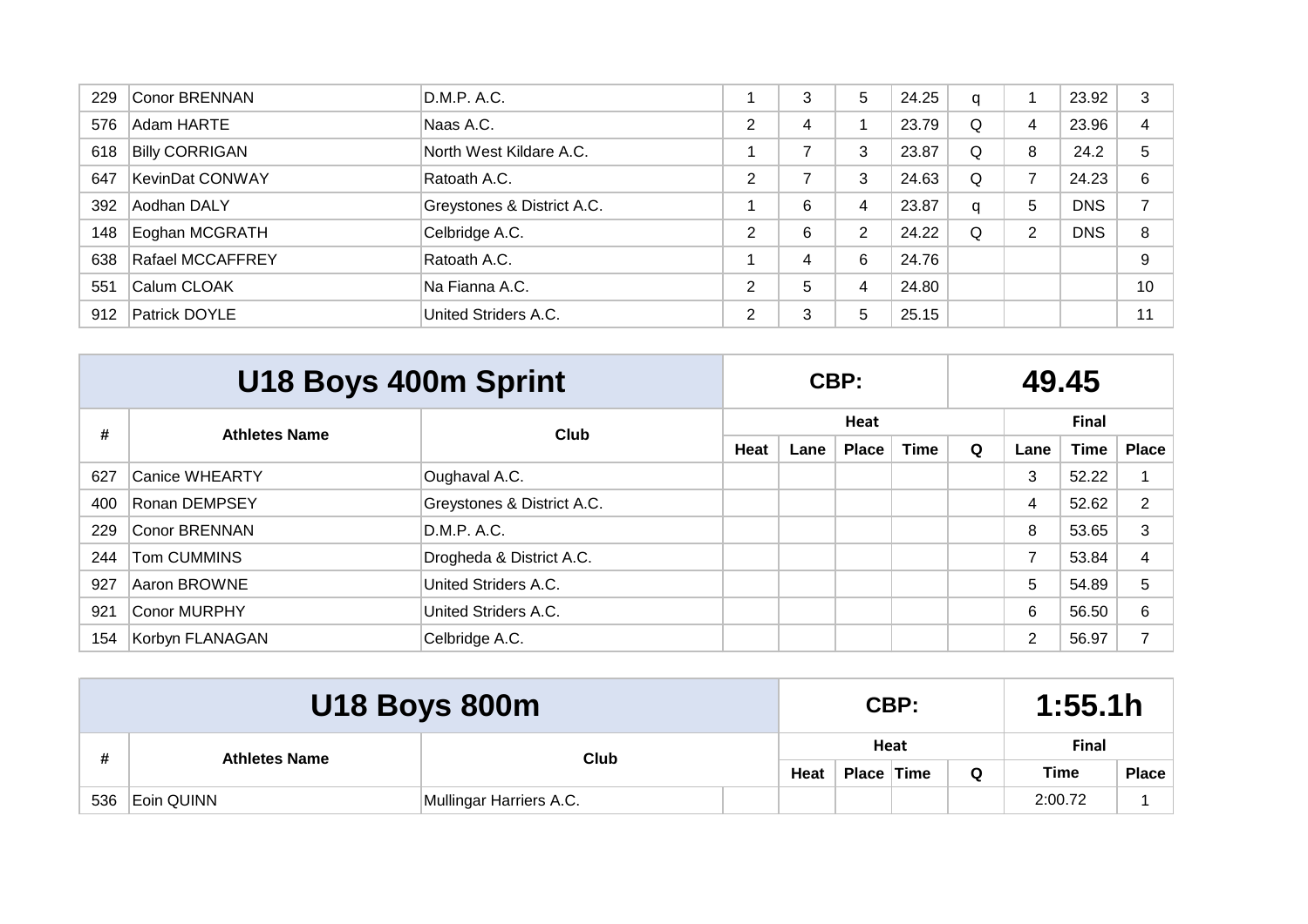| | | | | | | | | | | | |
|---|---|---|---|---|---|---|---|---|---|---|---|
| 229 | Conor BRENNAN | D.M.P. A.C. | 1 | 3 | 5 | 24.25 | q | 1 | 23.92 | 3 |
| 576 | Adam HARTE | Naas A.C. | 2 | 4 | 1 | 23.79 | Q | 4 | 23.96 | 4 |
| 618 | Billy CORRIGAN | North West Kildare A.C. | 1 | 7 | 3 | 23.87 | Q | 8 | 24.2 | 5 |
| 647 | KevinDat CONWAY | Ratoath A.C. | 2 | 7 | 3 | 24.63 | Q | 7 | 24.23 | 6 |
| 392 | Aodhan DALY | Greystones & District A.C. | 1 | 6 | 4 | 23.87 | q | 5 | DNS | 7 |
| 148 | Eoghan MCGRATH | Celbridge A.C. | 2 | 6 | 2 | 24.22 | Q | 2 | DNS | 8 |
| 638 | Rafael MCCAFFREY | Ratoath A.C. | 1 | 4 | 6 | 24.76 | | | | 9 |
| 551 | Calum CLOAK | Na Fianna A.C. | 2 | 5 | 4 | 24.80 | | | | 10 |
| 912 | Patrick DOYLE | United Striders A.C. | 2 | 3 | 5 | 25.15 | | | | 11 |

## U18 Boys 400m Sprint

**CBP: 49.45**

| # | Athletes Name | Club | Heat | | | | | Final | | |
|---|---|---|---|---|---|---|---|---|---|---|
| | | | Heat | Lane | Place | Time | Q | Lane | Time | Place |
| 627 | Canice WHEARTY | Oughaval A.C. | | | | | | 3 | 52.22 | 1 |
| 400 | Ronan DEMPSEY | Greystones & District A.C. | | | | | | 4 | 52.62 | 2 |
| 229 | Conor BRENNAN | D.M.P. A.C. | | | | | | 8 | 53.65 | 3 |
| 244 | Tom CUMMINS | Drogheda & District A.C. | | | | | | 7 | 53.84 | 4 |
| 927 | Aaron BROWNE | United Striders A.C. | | | | | | 5 | 54.89 | 5 |
| 921 | Conor MURPHY | United Striders A.C. | | | | | | 6 | 56.50 | 6 |
| 154 | Korbyn FLANAGAN | Celbridge A.C. | | | | | | 2 | 56.97 | 7 |

## U18 Boys 800m

**CBP: 1:55.1h**

| # | Athletes Name | Club | Heat | | | | Final | |
|---|---|---|---|---|---|---|---|---|
| | | | Heat | Place | Time | Q | Time | Place |
| 536 | Eoin QUINN | Mullingar Harriers A.C. | | | | | 2:00.72 | 1 |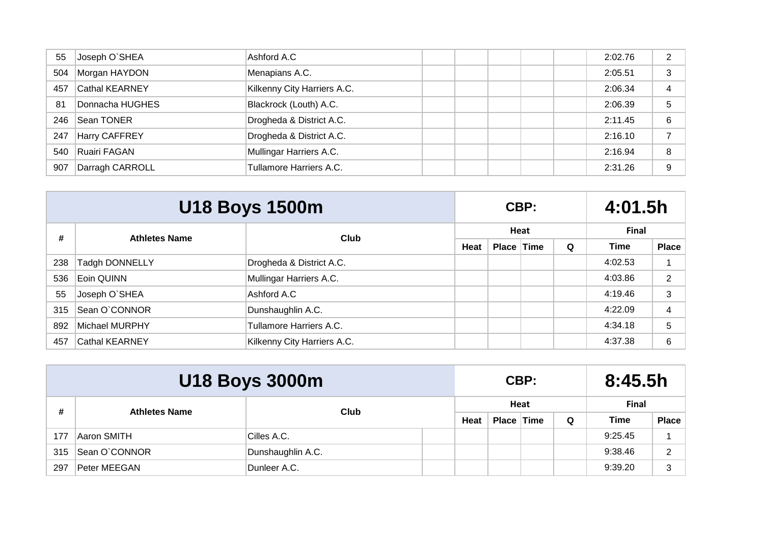| # | Athletes Name | Club | | Heat | Place | Time | Q | Time | Place |
|---|---|---|---|---|---|---|---|---|---|
| 55 | Joseph O`SHEA | Ashford A.C | | | | | | 2:02.76 | 2 |
| 504 | Morgan HAYDON | Menapians A.C. | | | | | | 2:05.51 | 3 |
| 457 | Cathal KEARNEY | Kilkenny City Harriers A.C. | | | | | | 2:06.34 | 4 |
| 81 | Donnacha HUGHES | Blackrock (Louth) A.C. | | | | | | 2:06.39 | 5 |
| 246 | Sean TONER | Drogheda & District A.C. | | | | | | 2:11.45 | 6 |
| 247 | Harry CAFFREY | Drogheda & District A.C. | | | | | | 2:16.10 | 7 |
| 540 | Ruairi FAGAN | Mullingar Harriers A.C. | | | | | | 2:16.94 | 8 |
| 907 | Darragh CARROLL | Tullamore Harriers A.C. | | | | | | 2:31.26 | 9 |

## U18 Boys 1500m

CBP: **4:01.5h**

| # | Athletes Name | Club | Heat | | | | Final | |
|---|---|---|---|---|---|---|---|---|
| | | | Heat | Place | Time | Q | Time | Place |
| 238 | Tadgh DONNELLY | Drogheda & District A.C. | | | | | 4:02.53 | 1 |
| 536 | Eoin QUINN | Mullingar Harriers A.C. | | | | | 4:03.86 | 2 |
| 55 | Joseph O`SHEA | Ashford A.C | | | | | 4:19.46 | 3 |
| 315 | Sean O`CONNOR | Dunshaughlin A.C. | | | | | 4:22.09 | 4 |
| 892 | Michael MURPHY | Tullamore Harriers A.C. | | | | | 4:34.18 | 5 |
| 457 | Cathal KEARNEY | Kilkenny City Harriers A.C. | | | | | 4:37.38 | 6 |

## U18 Boys 3000m

CBP: **8:45.5h**

| # | Athletes Name | Club | Heat | | | | Final | |
|---|---|---|---|---|---|---|---|---|
| | | | Heat | Place | Time | Q | Time | Place |
| 177 | Aaron SMITH | Cilles A.C. | | | | | 9:25.45 | 1 |
| 315 | Sean O`CONNOR | Dunshaughlin A.C. | | | | | 9:38.46 | 2 |
| 297 | Peter MEEGAN | Dunleer A.C. | | | | | 9:39.20 | 3 |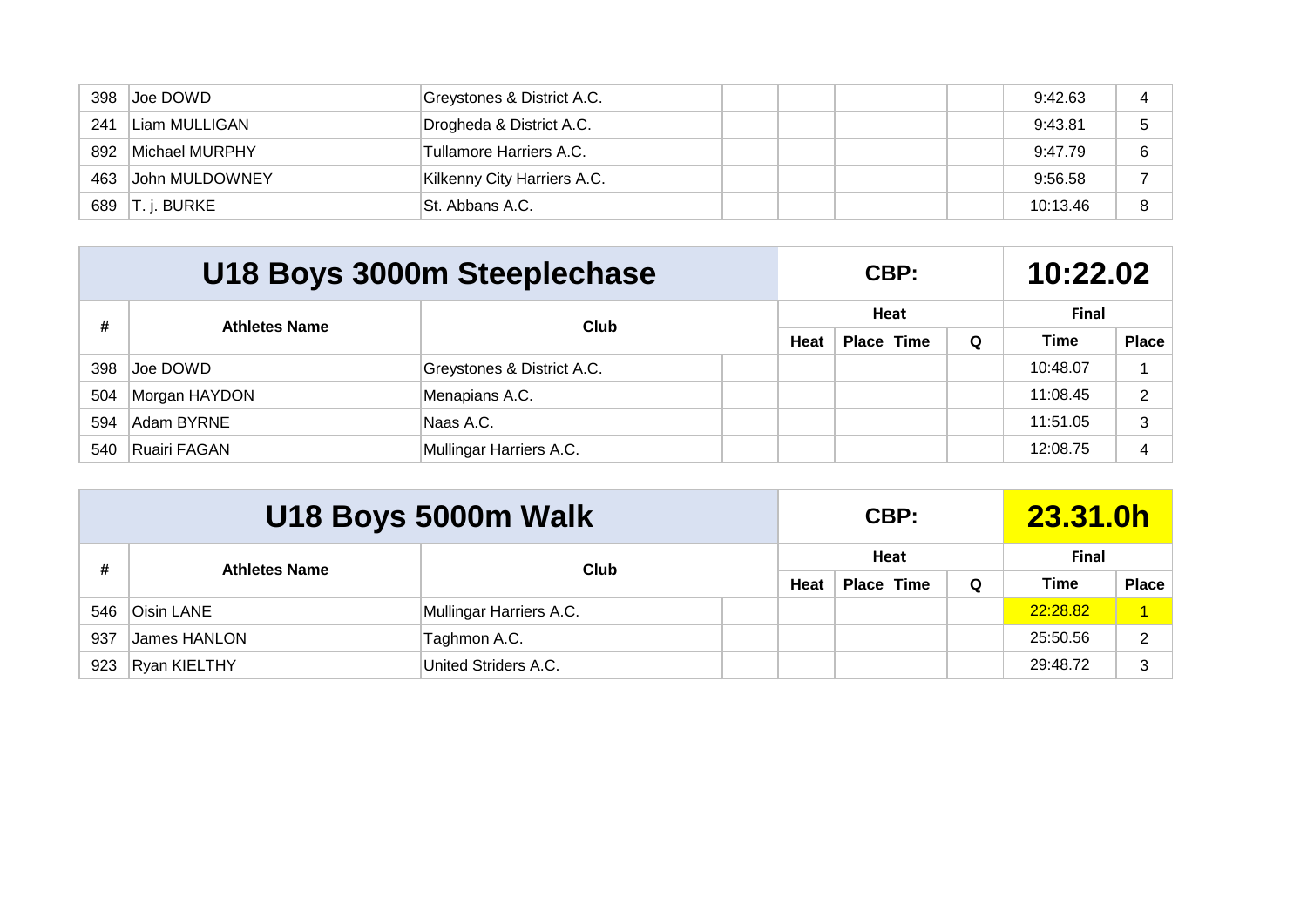| | | | | | | | | | |
|---|---|---|---|---|---|---|---|---|---|
| 398 | Joe DOWD | Greystones & District A.C. | | | | | | 9:42.63 | 4 |
| 241 | Liam MULLIGAN | Drogheda & District A.C. | | | | | | 9:43.81 | 5 |
| 892 | Michael MURPHY | Tullamore Harriers A.C. | | | | | | 9:47.79 | 6 |
| 463 | John MULDOWNEY | Kilkenny City Harriers A.C. | | | | | | 9:56.58 | 7 |
| 689 | T. j. BURKE | St. Abbans A.C. | | | | | | 10:13.46 | 8 |

## U18 Boys 3000m Steeplechase

CBP: **10:22.02**

| # | Athletes Name | Club | | Heat | | | | Final | |
|---|---|---|---|---|---|---|---|---|---|
| | | | | Heat | Place | Time | Q | Time | Place |
| 398 | Joe DOWD | Greystones & District A.C. | | | | | | 10:48.07 | 1 |
| 504 | Morgan HAYDON | Menapians A.C. | | | | | | 11:08.45 | 2 |
| 594 | Adam BYRNE | Naas A.C. | | | | | | 11:51.05 | 3 |
| 540 | Ruairi FAGAN | Mullingar Harriers A.C. | | | | | | 12:08.75 | 4 |

## U18 Boys 5000m Walk

CBP: **23.31.0h**

| # | Athletes Name | Club | | Heat | | | | Final | |
|---|---|---|---|---|---|---|---|---|---|
| | | | | Heat | Place | Time | Q | Time | Place |
| 546 | Oisin LANE | Mullingar Harriers A.C. | | | | | | 22:28.82 | 1 |
| 937 | James HANLON | Taghmon A.C. | | | | | | 25:50.56 | 2 |
| 923 | Ryan KIELTHY | United Striders A.C. | | | | | | 29:48.72 | 3 |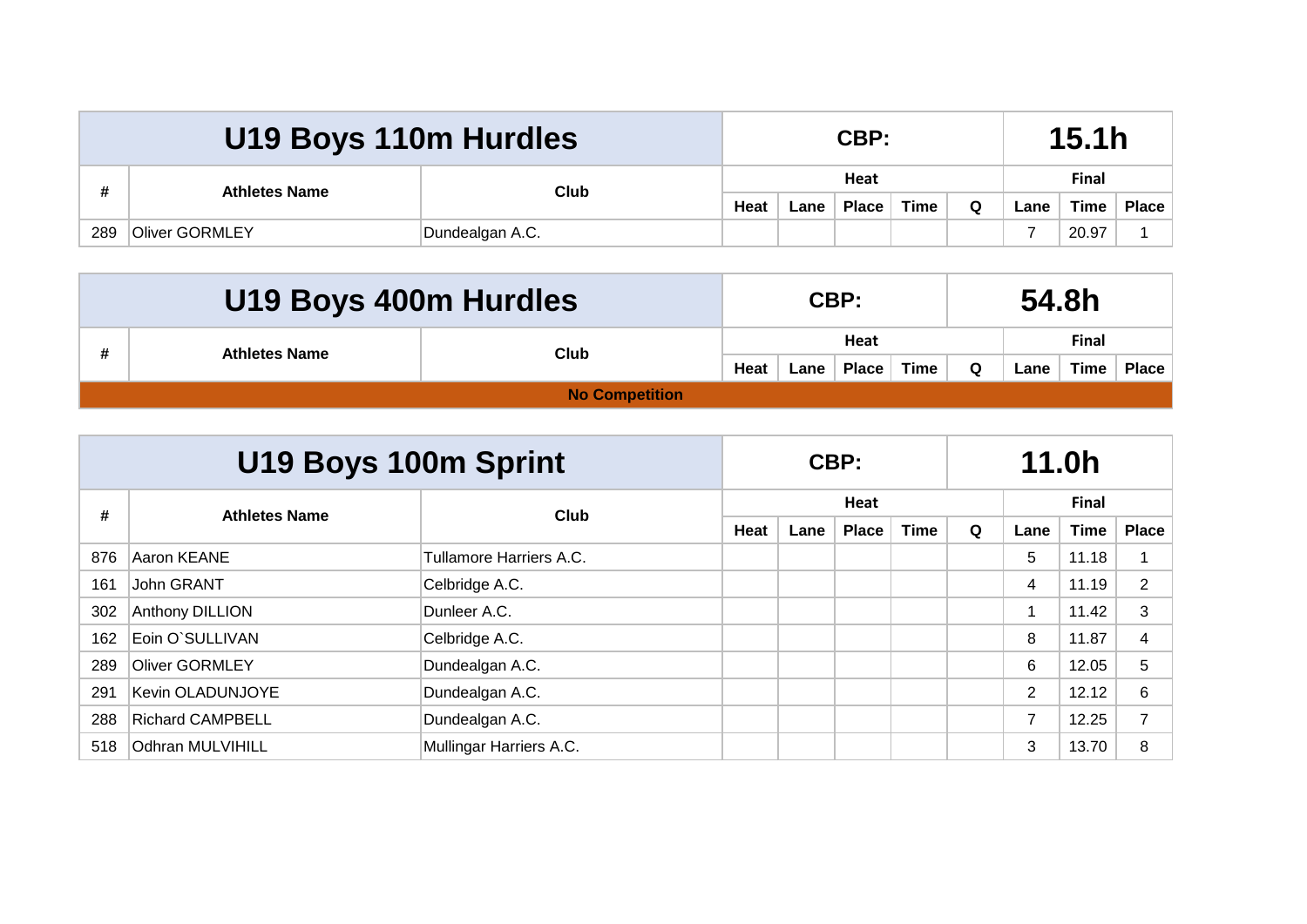| U19 Boys 110m Hurdles | | | CBP: | | | | | 15.1h | | |
|---|---|---|---|---|---|---|---|---|---|---|
| # | Athletes Name | Club | Heat | | | | | Final | | |
| | | | Heat | Lane | Place | Time | Q | Lane | Time | Place |
| 289 | Oliver GORMLEY | Dundealgan A.C. | | | | | | 7 | 20.97 | 1 |

| U19 Boys 400m Hurdles | | | CBP: | | | | | 54.8h | | |
|---|---|---|---|---|---|---|---|---|---|---|
| # | Athletes Name | Club | Heat | | | | | Final | | |
| | | | Heat | Lane | Place | Time | Q | Lane | Time | Place |
| No Competition | | | | | | | | | | |

| U19 Boys 100m Sprint | | | CBP: | | | | | 11.0h | | |
|---|---|---|---|---|---|---|---|---|---|---|
| # | Athletes Name | Club | Heat | | | | | Final | | |
| | | | Heat | Lane | Place | Time | Q | Lane | Time | Place |
| 876 | Aaron KEANE | Tullamore Harriers A.C. | | | | | | 5 | 11.18 | 1 |
| 161 | John GRANT | Celbridge A.C. | | | | | | 4 | 11.19 | 2 |
| 302 | Anthony DILLION | Dunleer A.C. | | | | | | 1 | 11.42 | 3 |
| 162 | Eoin O`SULLIVAN | Celbridge A.C. | | | | | | 8 | 11.87 | 4 |
| 289 | Oliver GORMLEY | Dundealgan A.C. | | | | | | 6 | 12.05 | 5 |
| 291 | Kevin OLADUNJOYE | Dundealgan A.C. | | | | | | 2 | 12.12 | 6 |
| 288 | Richard CAMPBELL | Dundealgan A.C. | | | | | | 7 | 12.25 | 7 |
| 518 | Odhran MULVIHILL | Mullingar Harriers A.C. | | | | | | 3 | 13.70 | 8 |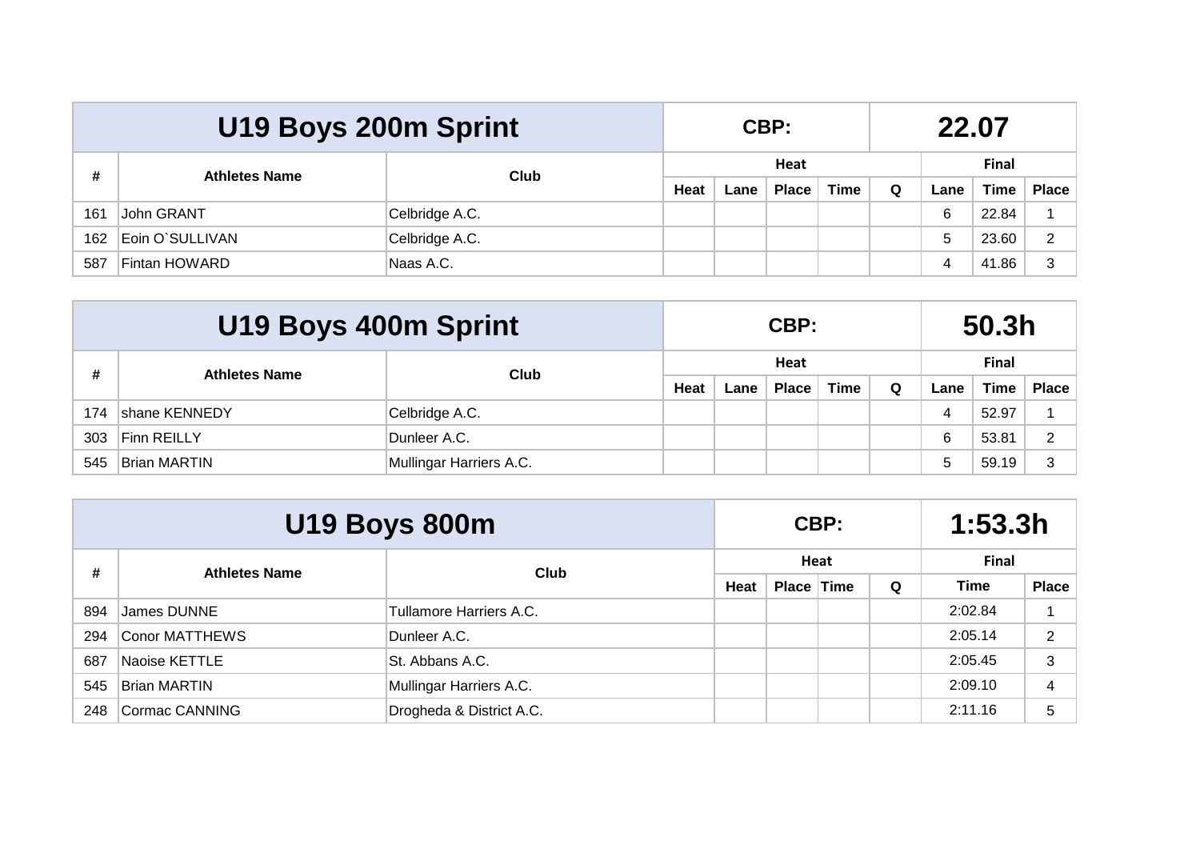| U19 Boys 200m Sprint | | | CBP: | | | | | 22.07 | | |
|---|---|---|---|---|---|---|---|---|---|---|
| # | Athletes Name | Club | Heat | | | | | Final | | |
| | | | Heat | Lane | Place | Time | Q | Lane | Time | Place |
| 161 | John GRANT | Celbridge A.C. | | | | | | 6 | 22.84 | 1 |
| 162 | Eoin O`SULLIVAN | Celbridge A.C. | | | | | | 5 | 23.60 | 2 |
| 587 | Fintan HOWARD | Naas A.C. | | | | | | 4 | 41.86 | 3 |

| U19 Boys 400m Sprint | | | CBP: | | | | | 50.3h | | |
|---|---|---|---|---|---|---|---|---|---|---|
| # | Athletes Name | Club | Heat | | | | | Final | | |
| | | | Heat | Lane | Place | Time | Q | Lane | Time | Place |
| 174 | shane KENNEDY | Celbridge A.C. | | | | | | 4 | 52.97 | 1 |
| 303 | Finn REILLY | Dunleer A.C. | | | | | | 6 | 53.81 | 2 |
| 545 | Brian MARTIN | Mullingar Harriers A.C. | | | | | | 5 | 59.19 | 3 |

| U19 Boys 800m | | | CBP: | | | | 1:53.3h | |
|---|---|---|---|---|---|---|---|---|
| # | Athletes Name | Club | Heat | | | | Final | |
| | | | Heat | Place | Time | Q | Time | Place |
| 894 | James DUNNE | Tullamore Harriers A.C. | | | | | 2:02.84 | 1 |
| 294 | Conor MATTHEWS | Dunleer A.C. | | | | | 2:05.14 | 2 |
| 687 | Naoise KETTLE | St. Abbans A.C. | | | | | 2:05.45 | 3 |
| 545 | Brian MARTIN | Mullingar Harriers A.C. | | | | | 2:09.10 | 4 |
| 248 | Cormac CANNING | Drogheda & District A.C. | | | | | 2:11.16 | 5 |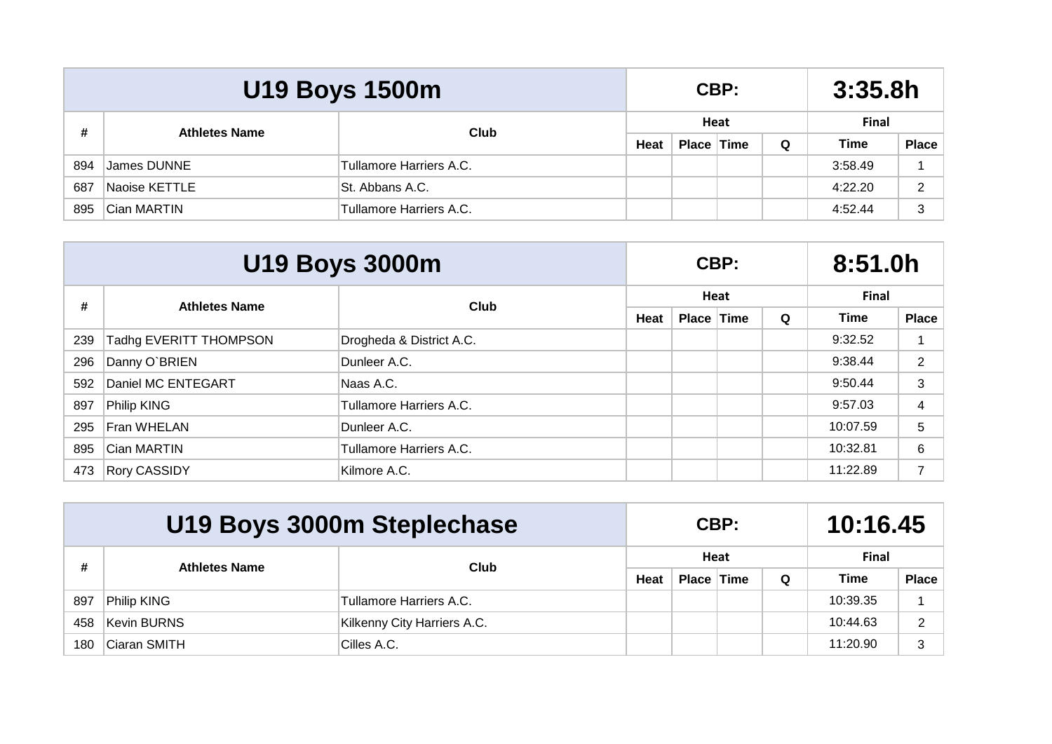| U19 Boys 1500m | | | CBP: | | | | 3:35.8h | |
|---|---|---|---|---|---|---|---|---|
| # | Athletes Name | Club | Heat | | | | Final | |
| | | | Heat | Place | Time | Q | Time | Place |
| 894 | James DUNNE | Tullamore Harriers A.C. | | | | | 3:58.49 | 1 |
| 687 | Naoise KETTLE | St. Abbans A.C. | | | | | 4:22.20 | 2 |
| 895 | Cian MARTIN | Tullamore Harriers A.C. | | | | | 4:52.44 | 3 |

| U19 Boys 3000m | | | CBP: | | | | 8:51.0h | |
|---|---|---|---|---|---|---|---|---|
| # | Athletes Name | Club | Heat | | | | Final | |
| | | | Heat | Place | Time | Q | Time | Place |
| 239 | Tadhg EVERITT THOMPSON | Drogheda & District A.C. | | | | | 9:32.52 | 1 |
| 296 | Danny O`BRIEN | Dunleer A.C. | | | | | 9:38.44 | 2 |
| 592 | Daniel MC ENTEGART | Naas A.C. | | | | | 9:50.44 | 3 |
| 897 | Philip KING | Tullamore Harriers A.C. | | | | | 9:57.03 | 4 |
| 295 | Fran WHELAN | Dunleer A.C. | | | | | 10:07.59 | 5 |
| 895 | Cian MARTIN | Tullamore Harriers A.C. | | | | | 10:32.81 | 6 |
| 473 | Rory CASSIDY | Kilmore A.C. | | | | | 11:22.89 | 7 |

| U19 Boys 3000m Steplechase | | | CBP: | | | | 10:16.45 | |
|---|---|---|---|---|---|---|---|---|
| # | Athletes Name | Club | Heat | | | | Final | |
| | | | Heat | Place | Time | Q | Time | Place |
| 897 | Philip KING | Tullamore Harriers A.C. | | | | | 10:39.35 | 1 |
| 458 | Kevin BURNS | Kilkenny City Harriers A.C. | | | | | 10:44.63 | 2 |
| 180 | Ciaran SMITH | Cilles A.C. | | | | | 11:20.90 | 3 |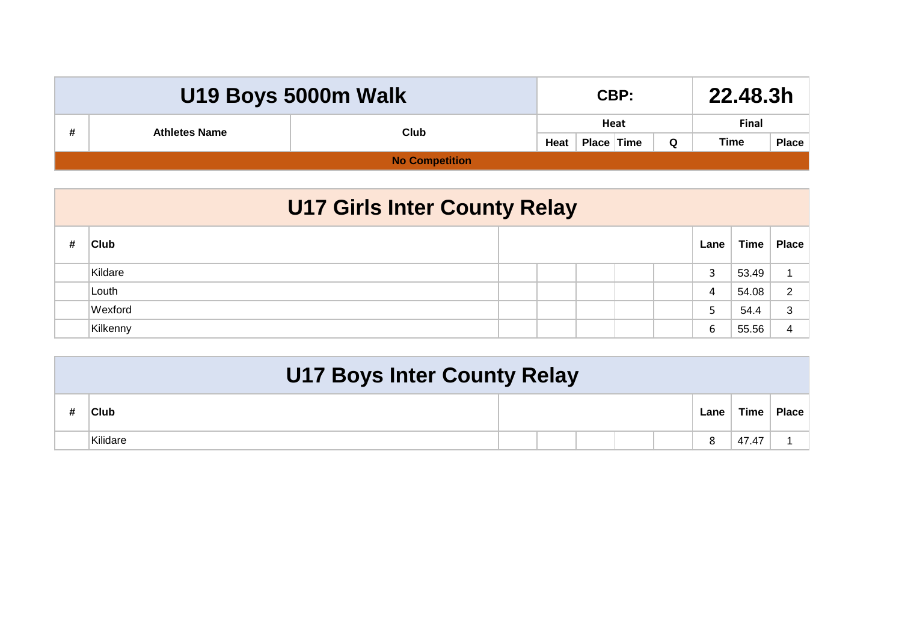## U19 Boys 5000m Walk

CBP: 22.48.3h

| # | Athletes Name | Club | Heat | | | | Final | |
|---|---|---|---|---|---|---|---|---|
| | | | Heat | Place | Time | Q | Time | Place |
| No Competition | | | | | | | | |

## U17 Girls Inter County Relay

| # | Club | | | | | | Lane | Time | Place |
|---|---|---|---|---|---|---|---|---|---|
| | Kildare | | | | | | 3 | 53.49 | 1 |
| | Louth | | | | | | 4 | 54.08 | 2 |
| | Wexford | | | | | | 5 | 54.4 | 3 |
| | Kilkenny | | | | | | 6 | 55.56 | 4 |

## U17 Boys Inter County Relay

| # | Club | | | | | | Lane | Time | Place |
|---|---|---|---|---|---|---|---|---|---|
| | Kilidare | | | | | | 8 | 47.47 | 1 |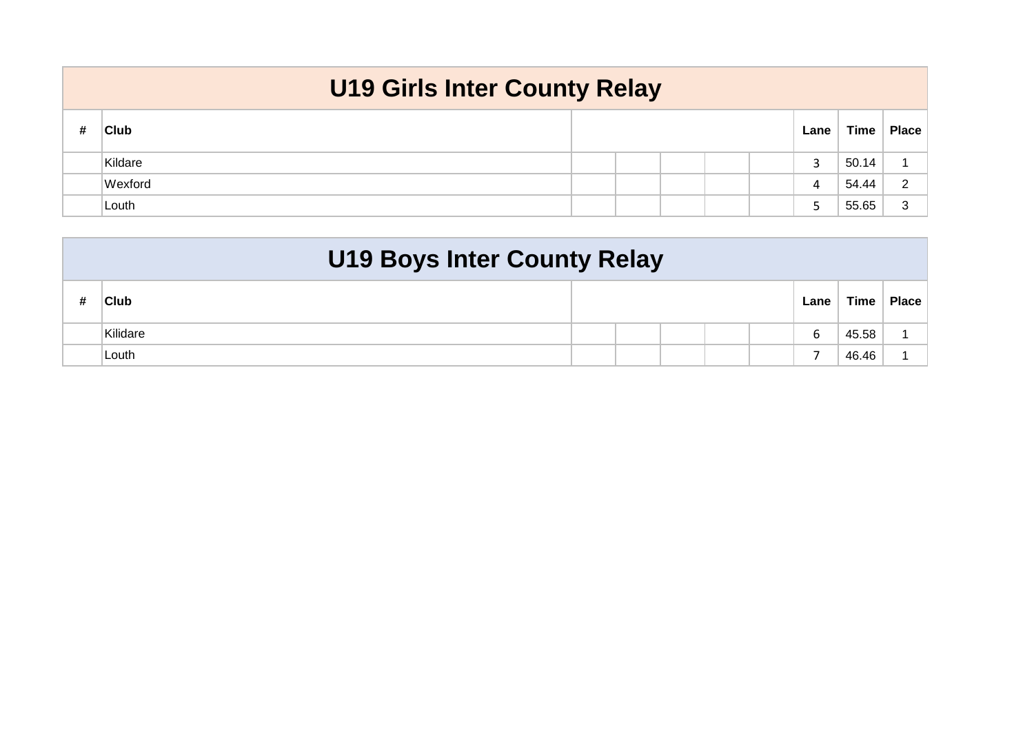## U19 Girls Inter County Relay

| # | Club | | | | | | Lane | Time | Place |
|---|---|---|---|---|---|---|---|---|---|
| | Kildare | | | | | | 3 | 50.14 | 1 |
| | Wexford | | | | | | 4 | 54.44 | 2 |
| | Louth | | | | | | 5 | 55.65 | 3 |

## U19 Boys Inter County Relay

| # | Club | | | | | | Lane | Time | Place |
|---|---|---|---|---|---|---|---|---|---|
| | Kilidare | | | | | | 6 | 45.58 | 1 |
| | Louth | | | | | | 7 | 46.46 | 1 |